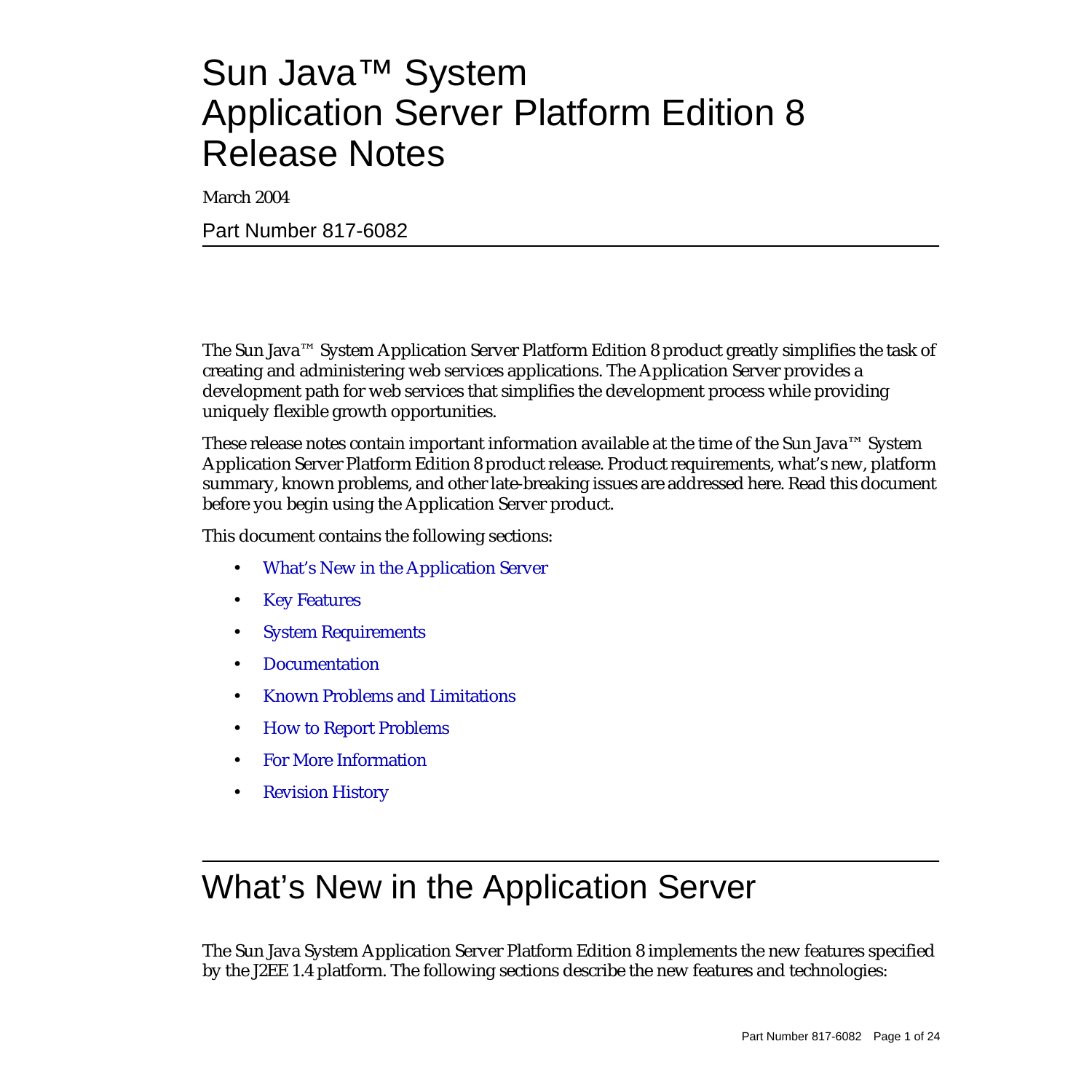# Sun Java™ System Application Server Platform Edition 8 Release Notes

March 2004

Part Number 817-6082

The Sun Java™ System Application Server Platform Edition 8 product greatly simplifies the task of creating and administering web services applications. The Application Server provides a development path for web services that simplifies the development process while providing uniquely flexible growth opportunities.

These release notes contain important information available at the time of the Sun Java™ System Application Server Platform Edition 8 product release. Product requirements, what's new, platform summary, known problems, and other late-breaking issues are addressed here. Read this document before you begin using the Application Server product.

This document contains the following sections:

- What's New in the Application Server
- Key Features
- System Requirements
- Documentation
- Known Problems and Limitations
- How to Report Problems
- For More Information
- Revision History

## What's New in the Application Server

The Sun Java System Application Server Platform Edition 8 implements the new features specified by the J2EE 1.4 platform. The following sections describe the new features and technologies: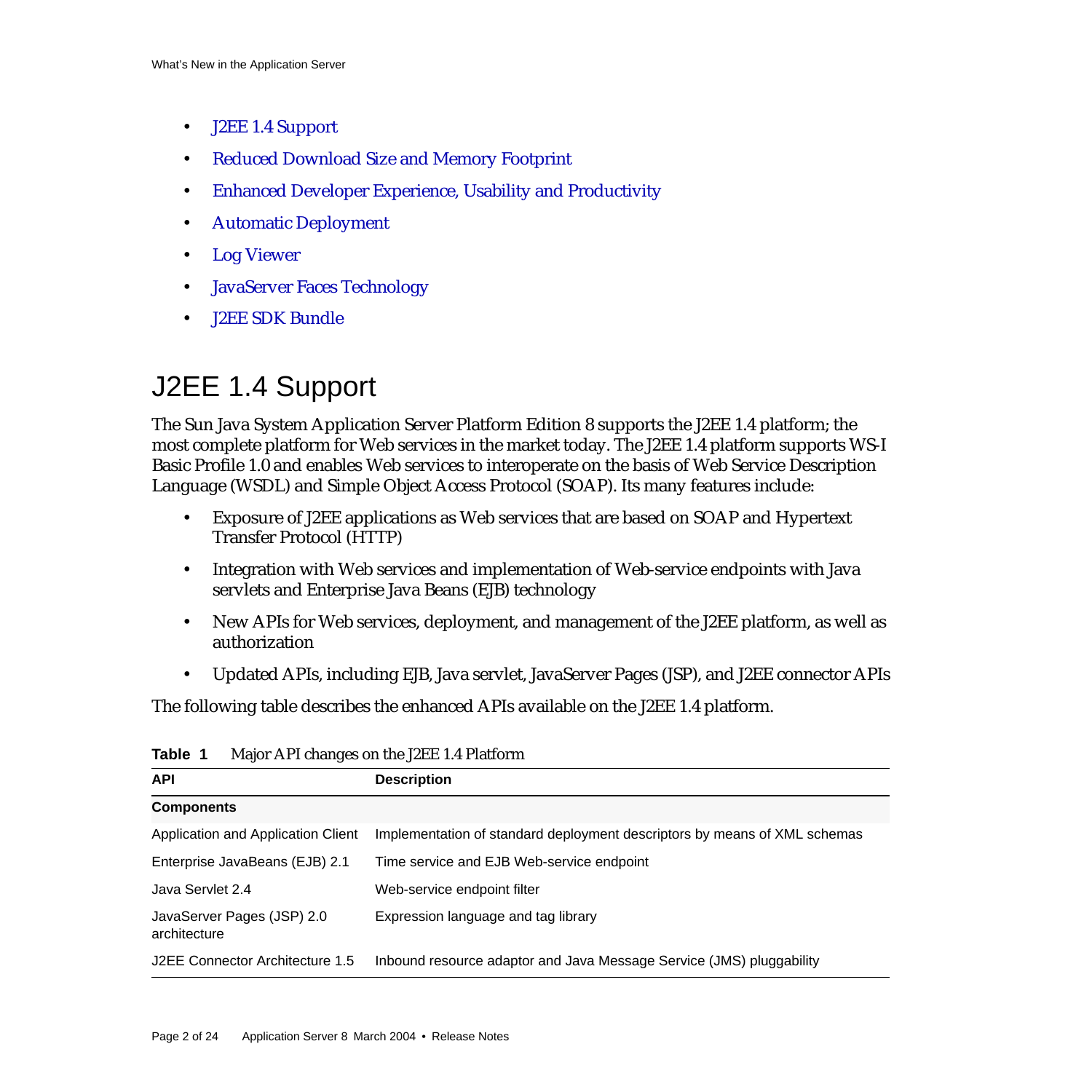- J2EE 1.4 Support
- Reduced Download Size and Memory Footprint
- Enhanced Developer Experience, Usability and Productivity
- Automatic Deployment
- Log Viewer
- JavaServer Faces Technology
- J2EE SDK Bundle

# J2EE 1.4 Support

The Sun Java System Application Server Platform Edition 8 supports the J2EE 1.4 platform; the most complete platform for Web services in the market today. The J2EE 1.4 platform supports WS-I Basic Profile 1.0 and enables Web services to interoperate on the basis of Web Service Description Language (WSDL) and Simple Object Access Protocol (SOAP). Its many features include:

- Exposure of J2EE applications as Web services that are based on SOAP and Hypertext Transfer Protocol (HTTP)
- Integration with Web services and implementation of Web-service endpoints with Java servlets and Enterprise Java Beans (EJB) technology
- New APIs for Web services, deployment, and management of the J2EE platform, as well as authorization
- Updated APIs, including EJB, Java servlet, JavaServer Pages (JSP), and J2EE connector APIs

The following table describes the enhanced APIs available on the J2EE 1.4 platform.

**Table 1** Major API changes on the J2EE 1.4 Platform

| API | Description |
| --- | --- |
| **Components** | |
| Application and Application Client | Implementation of standard deployment descriptors by means of XML schemas |
| Enterprise JavaBeans (EJB) 2.1 | Time service and EJB Web-service endpoint |
| Java Servlet 2.4 | Web-service endpoint filter |
| JavaServer Pages (JSP) 2.0 architecture | Expression language and tag library |
| J2EE Connector Architecture 1.5 | Inbound resource adaptor and Java Message Service (JMS) pluggability |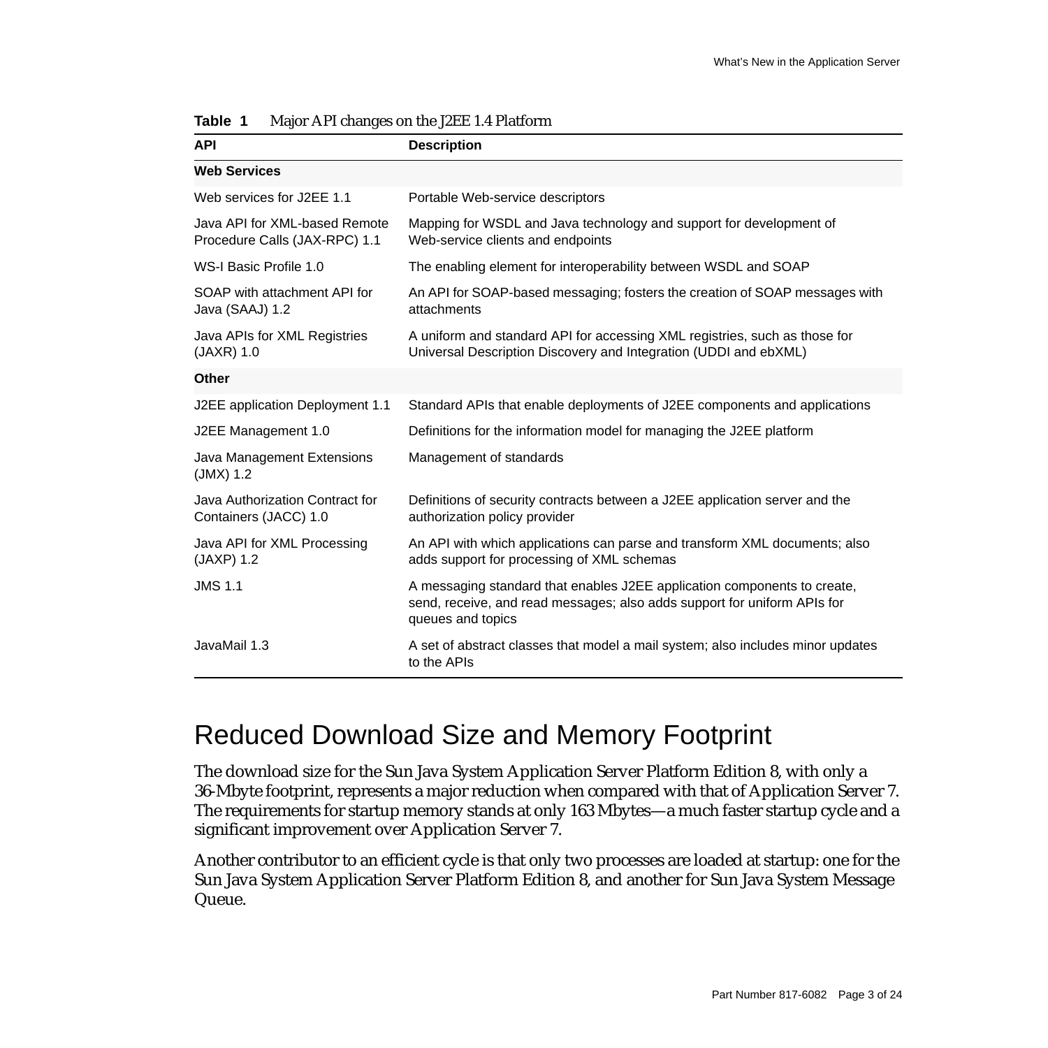**Table 1** Major API changes on the J2EE 1.4 Platform

| API | Description |
|---|---|
| **Web Services** | |
| Web services for J2EE 1.1 | Portable Web-service descriptors |
| Java API for XML-based Remote Procedure Calls (JAX-RPC) 1.1 | Mapping for WSDL and Java technology and support for development of Web-service clients and endpoints |
| WS-I Basic Profile 1.0 | The enabling element for interoperability between WSDL and SOAP |
| SOAP with attachment API for Java (SAAJ) 1.2 | An API for SOAP-based messaging; fosters the creation of SOAP messages with attachments |
| Java APIs for XML Registries (JAXR) 1.0 | A uniform and standard API for accessing XML registries, such as those for Universal Description Discovery and Integration (UDDI and ebXML) |
| **Other** | |
| J2EE application Deployment 1.1 | Standard APIs that enable deployments of J2EE components and applications |
| J2EE Management 1.0 | Definitions for the information model for managing the J2EE platform |
| Java Management Extensions (JMX) 1.2 | Management of standards |
| Java Authorization Contract for Containers (JACC) 1.0 | Definitions of security contracts between a J2EE application server and the authorization policy provider |
| Java API for XML Processing (JAXP) 1.2 | An API with which applications can parse and transform XML documents; also adds support for processing of XML schemas |
| JMS 1.1 | A messaging standard that enables J2EE application components to create, send, receive, and read messages; also adds support for uniform APIs for queues and topics |
| JavaMail 1.3 | A set of abstract classes that model a mail system; also includes minor updates to the APIs |

## Reduced Download Size and Memory Footprint

The download size for the Sun Java System Application Server Platform Edition 8, with only a 36-Mbyte footprint, represents a major reduction when compared with that of Application Server 7. The requirements for startup memory stands at only 163 Mbytes—a much faster startup cycle and a significant improvement over Application Server 7.

Another contributor to an efficient cycle is that only two processes are loaded at startup: one for the Sun Java System Application Server Platform Edition 8, and another for Sun Java System Message Queue.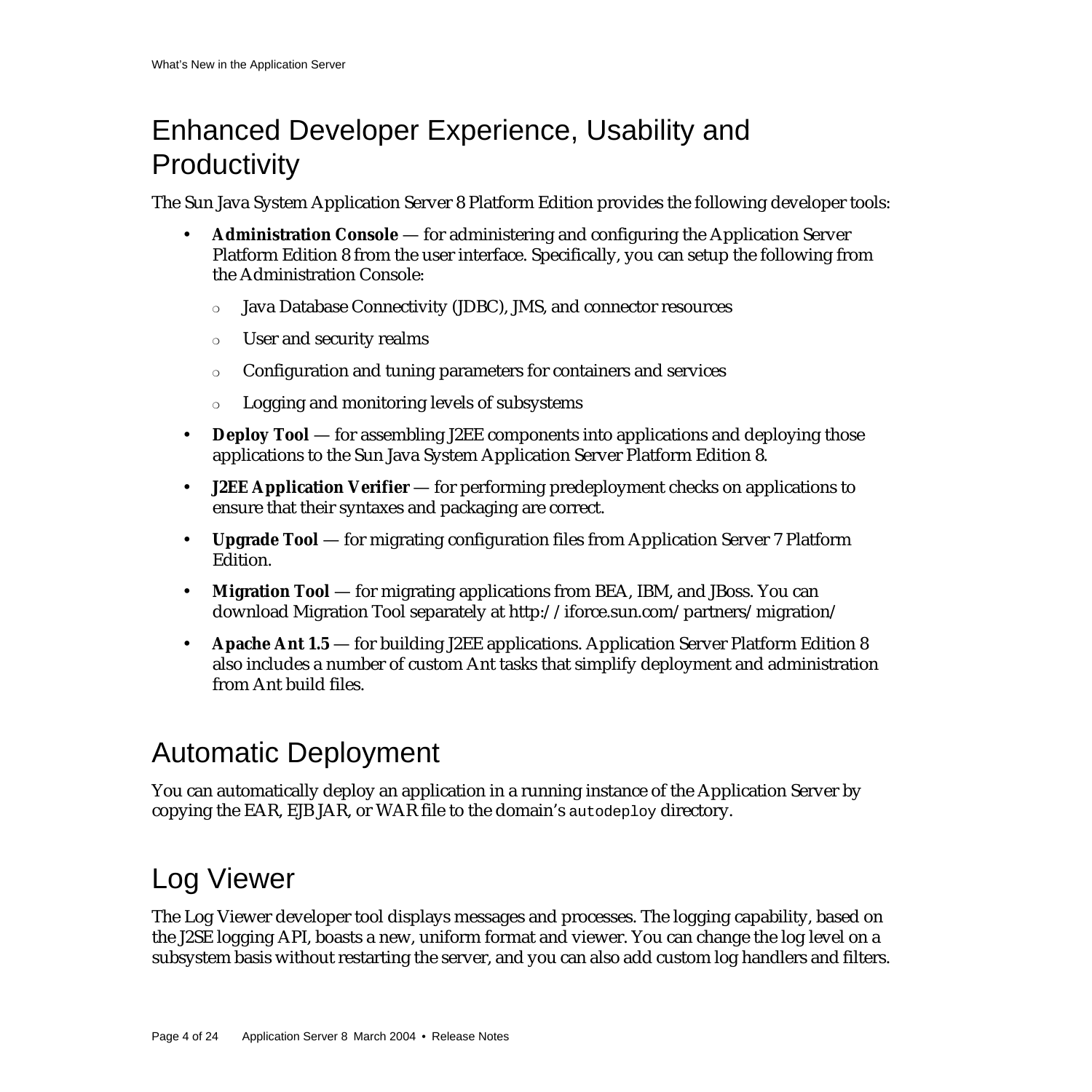## Enhanced Developer Experience, Usability and Productivity

The Sun Java System Application Server 8 Platform Edition provides the following developer tools:

- **Administration Console** — for administering and configuring the Application Server Platform Edition 8 from the user interface. Specifically, you can setup the following from the Administration Console:
  - Java Database Connectivity (JDBC), JMS, and connector resources
  - User and security realms
  - Configuration and tuning parameters for containers and services
  - Logging and monitoring levels of subsystems
- **Deploy Tool** — for assembling J2EE components into applications and deploying those applications to the Sun Java System Application Server Platform Edition 8.
- **J2EE Application Verifier** — for performing predeployment checks on applications to ensure that their syntaxes and packaging are correct.
- **Upgrade Tool** — for migrating configuration files from Application Server 7 Platform Edition.
- **Migration Tool** — for migrating applications from BEA, IBM, and JBoss. You can download Migration Tool separately at http://iforce.sun.com/partners/migration/
- **Apache Ant 1.5** — for building J2EE applications. Application Server Platform Edition 8 also includes a number of custom Ant tasks that simplify deployment and administration from Ant build files.

## Automatic Deployment

You can automatically deploy an application in a running instance of the Application Server by copying the EAR, EJB JAR, or WAR file to the domain's `autodeploy` directory.

## Log Viewer

The Log Viewer developer tool displays messages and processes. The logging capability, based on the J2SE logging API, boasts a new, uniform format and viewer. You can change the log level on a subsystem basis without restarting the server, and you can also add custom log handlers and filters.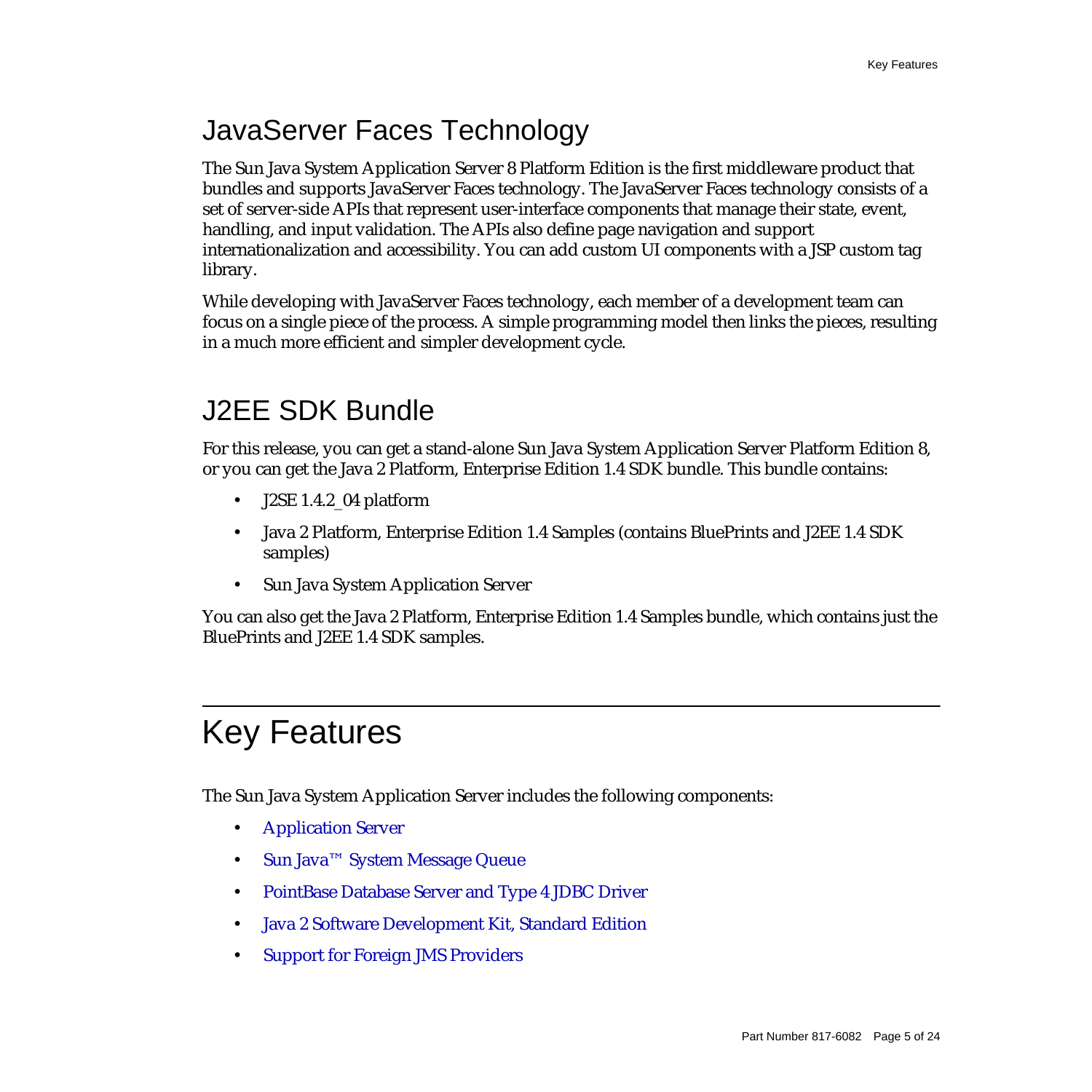## JavaServer Faces Technology

The Sun Java System Application Server 8 Platform Edition is the first middleware product that bundles and supports JavaServer Faces technology. The JavaServer Faces technology consists of a set of server-side APIs that represent user-interface components that manage their state, event, handling, and input validation. The APIs also define page navigation and support internationalization and accessibility. You can add custom UI components with a JSP custom tag library.

While developing with JavaServer Faces technology, each member of a development team can focus on a single piece of the process. A simple programming model then links the pieces, resulting in a much more efficient and simpler development cycle.

## J2EE SDK Bundle

For this release, you can get a stand-alone Sun Java System Application Server Platform Edition 8, or you can get the Java 2 Platform, Enterprise Edition 1.4 SDK bundle. This bundle contains:

- J2SE 1.4.2_04 platform
- Java 2 Platform, Enterprise Edition 1.4 Samples (contains BluePrints and J2EE 1.4 SDK samples)
- Sun Java System Application Server

You can also get the Java 2 Platform, Enterprise Edition 1.4 Samples bundle, which contains just the BluePrints and J2EE 1.4 SDK samples.

# Key Features

The Sun Java System Application Server includes the following components:

- Application Server
- Sun Java™ System Message Queue
- PointBase Database Server and Type 4 JDBC Driver
- Java 2 Software Development Kit, Standard Edition
- Support for Foreign JMS Providers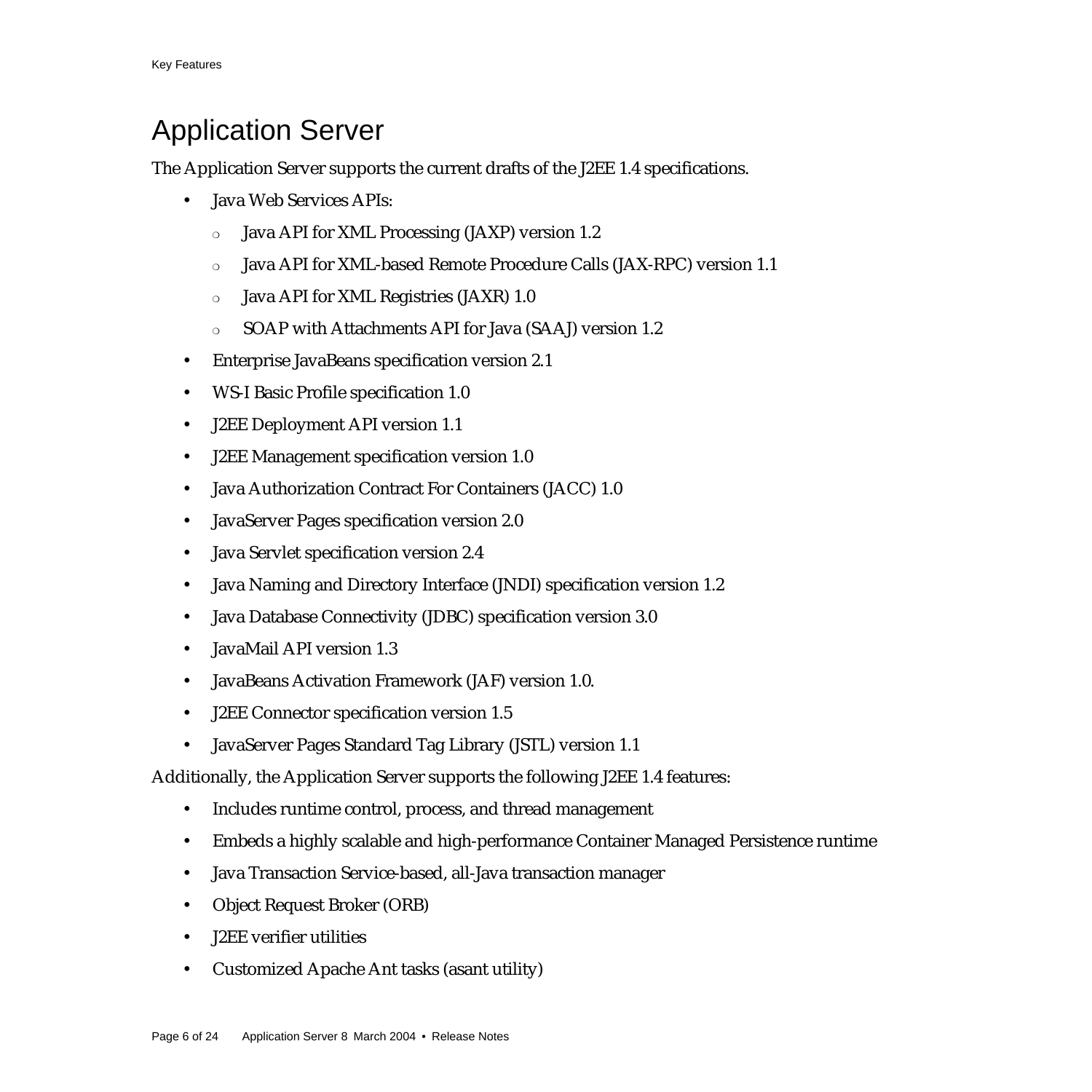## Application Server

The Application Server supports the current drafts of the J2EE 1.4 specifications.

- Java Web Services APIs:
  - Java API for XML Processing (JAXP) version 1.2
  - Java API for XML-based Remote Procedure Calls (JAX-RPC) version 1.1
  - Java API for XML Registries (JAXR) 1.0
  - SOAP with Attachments API for Java (SAAJ) version 1.2
- Enterprise JavaBeans specification version 2.1
- WS-I Basic Profile specification 1.0
- J2EE Deployment API version 1.1
- J2EE Management specification version 1.0
- Java Authorization Contract For Containers (JACC) 1.0
- JavaServer Pages specification version 2.0
- Java Servlet specification version 2.4
- Java Naming and Directory Interface (JNDI) specification version 1.2
- Java Database Connectivity (JDBC) specification version 3.0
- JavaMail API version 1.3
- JavaBeans Activation Framework (JAF) version 1.0.
- J2EE Connector specification version 1.5
- JavaServer Pages Standard Tag Library (JSTL) version 1.1

Additionally, the Application Server supports the following J2EE 1.4 features:

- Includes runtime control, process, and thread management
- Embeds a highly scalable and high-performance Container Managed Persistence runtime
- Java Transaction Service-based, all-Java transaction manager
- Object Request Broker (ORB)
- J2EE verifier utilities
- Customized Apache Ant tasks (asant utility)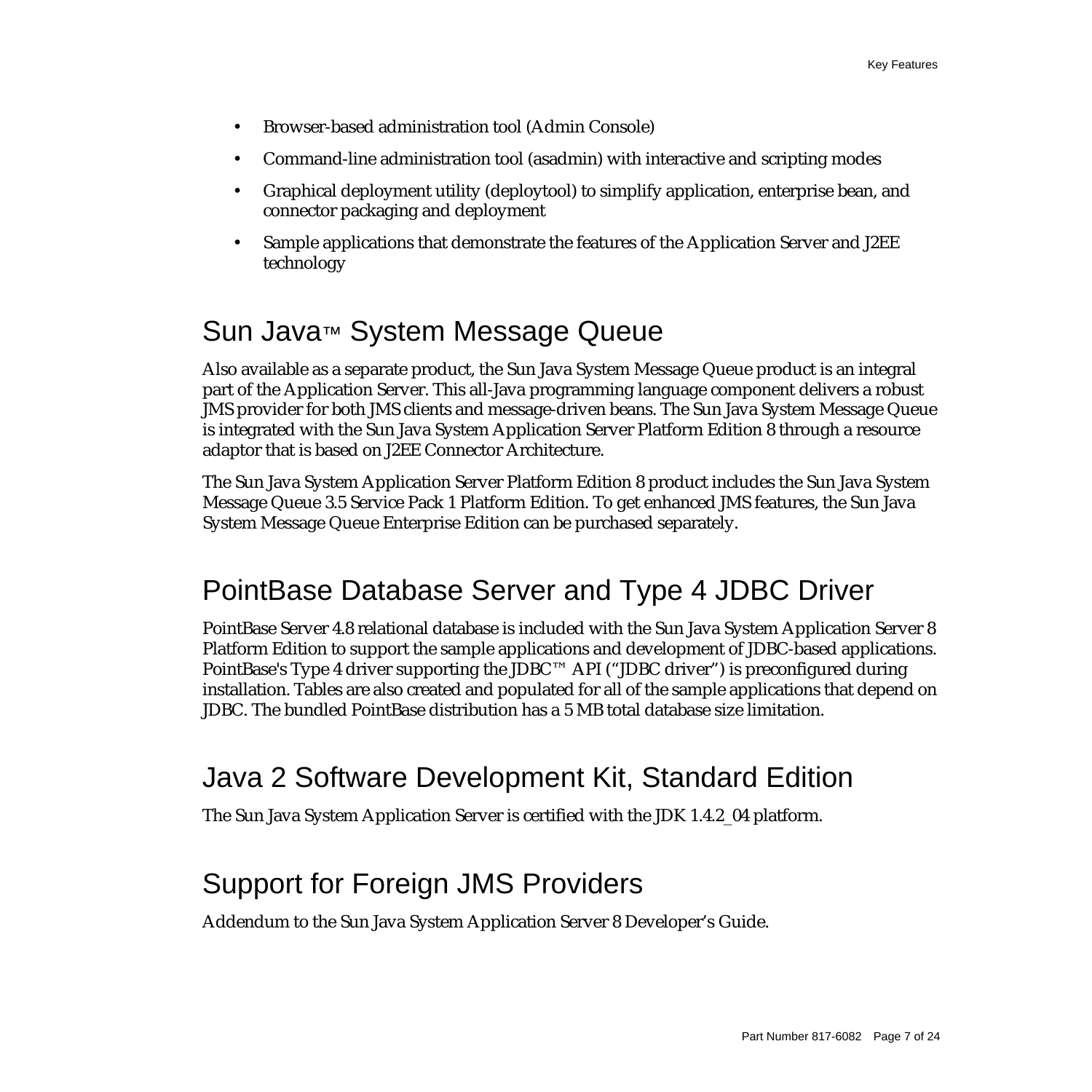- Browser-based administration tool (Admin Console)
- Command-line administration tool (asadmin) with interactive and scripting modes
- Graphical deployment utility (deploytool) to simplify application, enterprise bean, and connector packaging and deployment
- Sample applications that demonstrate the features of the Application Server and J2EE technology

## Sun Java™ System Message Queue

Also available as a separate product, the Sun Java System Message Queue product is an integral part of the Application Server. This all-Java programming language component delivers a robust JMS provider for both JMS clients and message-driven beans. The Sun Java System Message Queue is integrated with the Sun Java System Application Server Platform Edition 8 through a resource adaptor that is based on J2EE Connector Architecture.

The Sun Java System Application Server Platform Edition 8 product includes the Sun Java System Message Queue 3.5 Service Pack 1 Platform Edition. To get enhanced JMS features, the Sun Java System Message Queue Enterprise Edition can be purchased separately.

## PointBase Database Server and Type 4 JDBC Driver

PointBase Server 4.8 relational database is included with the Sun Java System Application Server 8 Platform Edition to support the sample applications and development of JDBC-based applications. PointBase's Type 4 driver supporting the JDBC™ API ("JDBC driver") is preconfigured during installation. Tables are also created and populated for all of the sample applications that depend on JDBC. The bundled PointBase distribution has a 5 MB total database size limitation.

## Java 2 Software Development Kit, Standard Edition

The Sun Java System Application Server is certified with the JDK 1.4.2_04 platform.

## Support for Foreign JMS Providers

Addendum to the Sun Java System Application Server 8 Developer's Guide.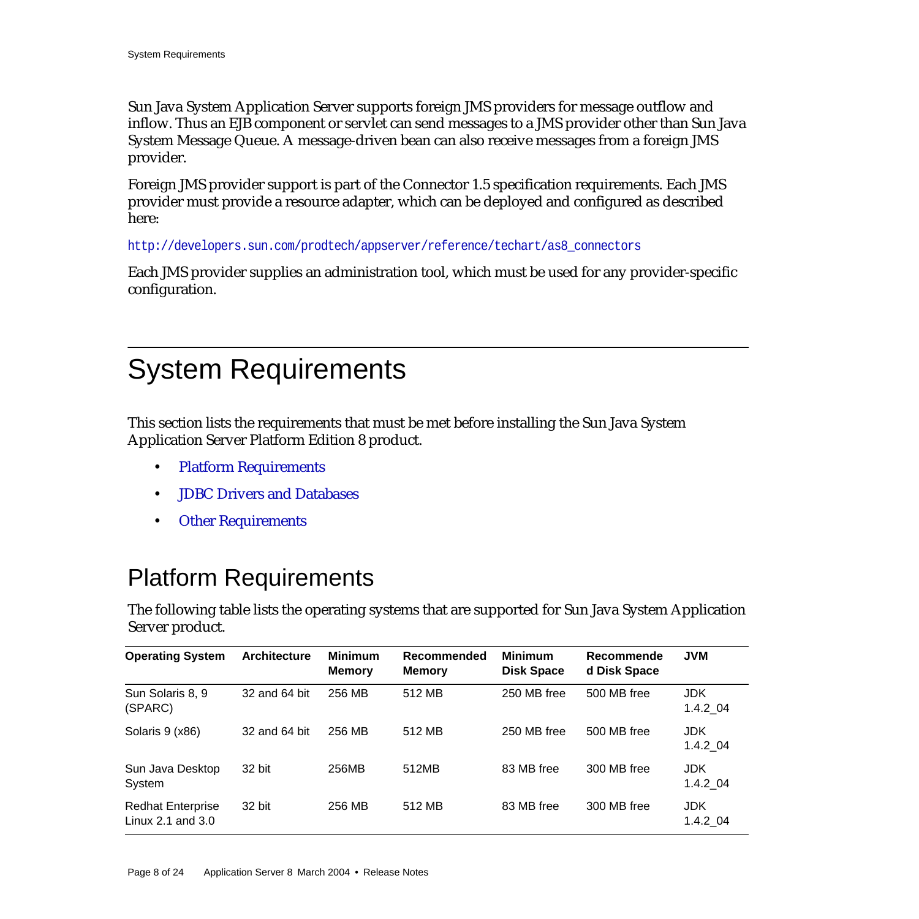Sun Java System Application Server supports foreign JMS providers for message outflow and inflow. Thus an EJB component or servlet can send messages to a JMS provider other than Sun Java System Message Queue. A message-driven bean can also receive messages from a foreign JMS provider.

Foreign JMS provider support is part of the Connector 1.5 specification requirements. Each JMS provider must provide a resource adapter, which can be deployed and configured as described here:

http://developers.sun.com/prodtech/appserver/reference/techart/as8_connectors

Each JMS provider supplies an administration tool, which must be used for any provider-specific configuration.

# System Requirements

This section lists the requirements that must be met before installing the Sun Java System Application Server Platform Edition 8 product.

- Platform Requirements
- JDBC Drivers and Databases
- Other Requirements

## Platform Requirements

The following table lists the operating systems that are supported for Sun Java System Application Server product.

| Operating System | Architecture | Minimum Memory | Recommended Memory | Minimum Disk Space | Recommended Disk Space | JVM |
|---|---|---|---|---|---|---|
| Sun Solaris 8, 9 (SPARC) | 32 and 64 bit | 256 MB | 512 MB | 250 MB free | 500 MB free | JDK 1.4.2_04 |
| Solaris 9 (x86) | 32 and 64 bit | 256 MB | 512 MB | 250 MB free | 500 MB free | JDK 1.4.2_04 |
| Sun Java Desktop System | 32 bit | 256MB | 512MB | 83 MB free | 300 MB free | JDK 1.4.2_04 |
| Redhat Enterprise Linux 2.1 and 3.0 | 32 bit | 256 MB | 512 MB | 83 MB free | 300 MB free | JDK 1.4.2_04 |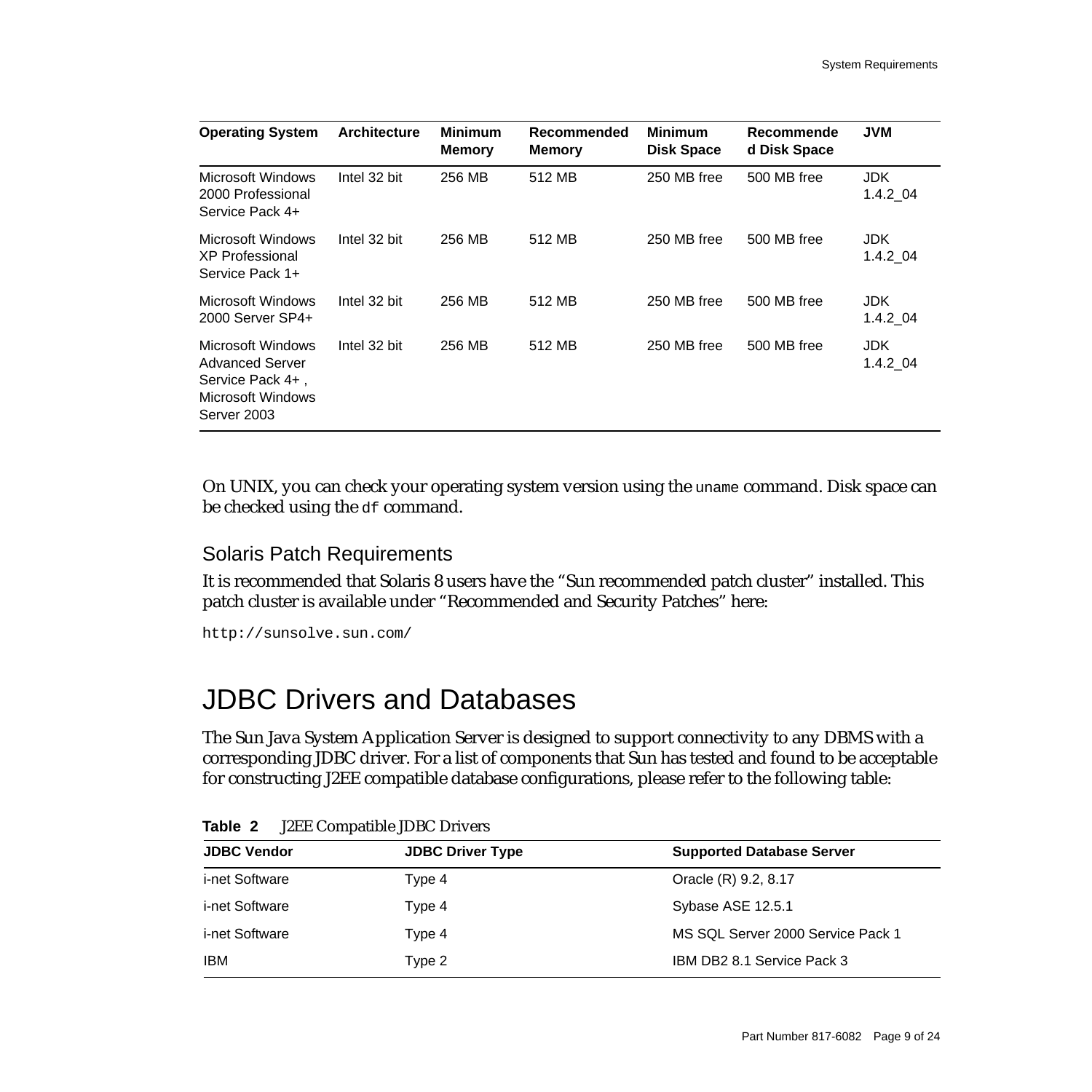| Operating System | Architecture | Minimum Memory | Recommended Memory | Minimum Disk Space | Recommended Disk Space | JVM |
|---|---|---|---|---|---|---|
| Microsoft Windows 2000 Professional Service Pack 4+ | Intel 32 bit | 256 MB | 512 MB | 250 MB free | 500 MB free | JDK 1.4.2_04 |
| Microsoft Windows XP Professional Service Pack 1+ | Intel 32 bit | 256 MB | 512 MB | 250 MB free | 500 MB free | JDK 1.4.2_04 |
| Microsoft Windows 2000 Server SP4+ | Intel 32 bit | 256 MB | 512 MB | 250 MB free | 500 MB free | JDK 1.4.2_04 |
| Microsoft Windows Advanced Server Service Pack 4+ , Microsoft Windows Server 2003 | Intel 32 bit | 256 MB | 512 MB | 250 MB free | 500 MB free | JDK 1.4.2_04 |

On UNIX, you can check your operating system version using the `uname` command. Disk space can be checked using the `df` command.

### Solaris Patch Requirements

It is recommended that Solaris 8 users have the "Sun recommended patch cluster" installed. This patch cluster is available under "Recommended and Security Patches" here:

```
http://sunsolve.sun.com/
```

## JDBC Drivers and Databases

The Sun Java System Application Server is designed to support connectivity to any DBMS with a corresponding JDBC driver. For a list of components that Sun has tested and found to be acceptable for constructing J2EE compatible database configurations, please refer to the following table:

**Table 2** J2EE Compatible JDBC Drivers

| JDBC Vendor | JDBC Driver Type | Supported Database Server |
|---|---|---|
| i-net Software | Type 4 | Oracle (R) 9.2, 8.17 |
| i-net Software | Type 4 | Sybase ASE 12.5.1 |
| i-net Software | Type 4 | MS SQL Server 2000 Service Pack 1 |
| IBM | Type 2 | IBM DB2 8.1 Service Pack 3 |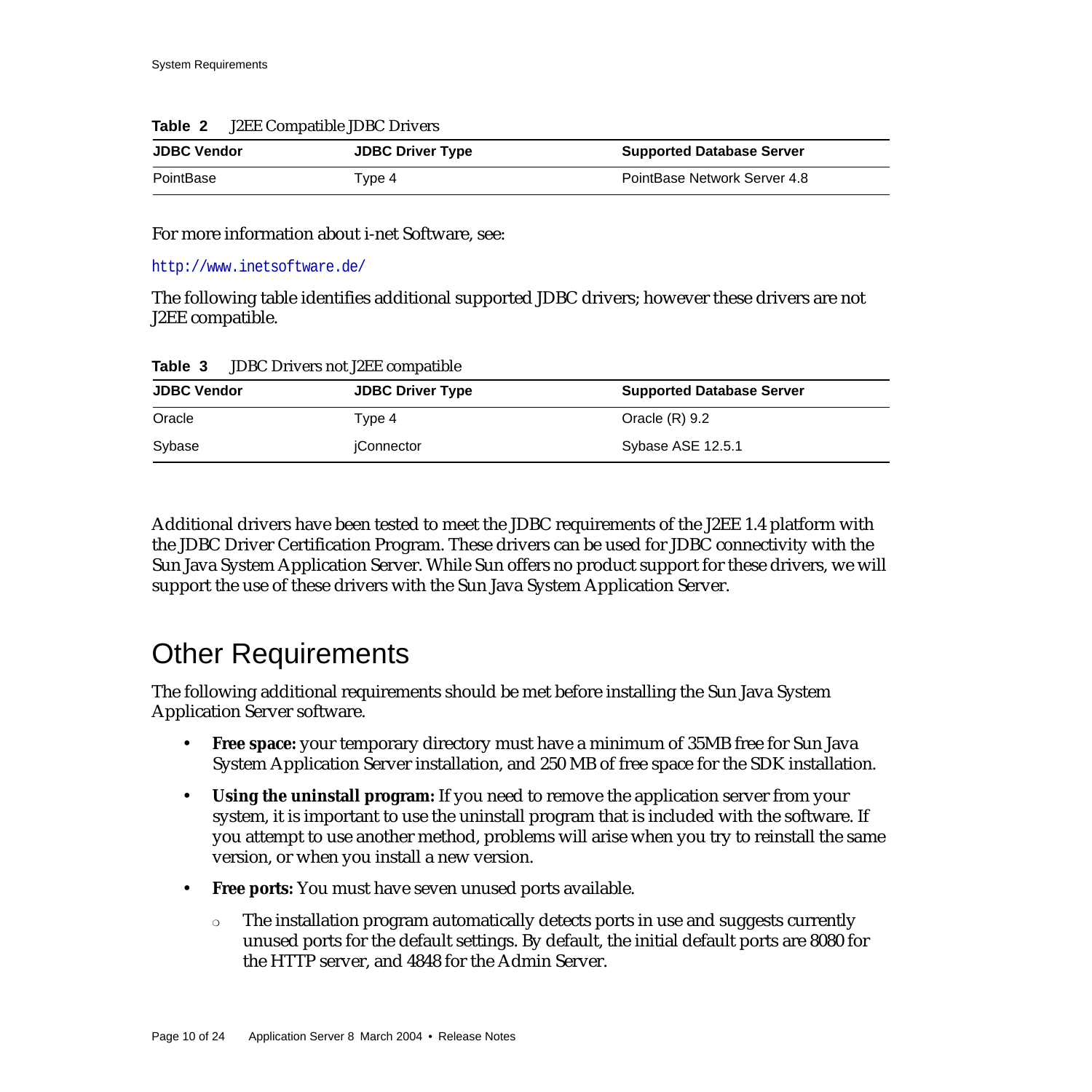**Table 2** J2EE Compatible JDBC Drivers

| JDBC Vendor | JDBC Driver Type | Supported Database Server |
|---|---|---|
| PointBase | Type 4 | PointBase Network Server 4.8 |

For more information about i-net Software, see:

http://www.inetsoftware.de/

The following table identifies additional supported JDBC drivers; however these drivers are not J2EE compatible.

**Table 3** JDBC Drivers not J2EE compatible

| JDBC Vendor | JDBC Driver Type | Supported Database Server |
|---|---|---|
| Oracle | Type 4 | Oracle (R) 9.2 |
| Sybase | jConnector | Sybase ASE 12.5.1 |

Additional drivers have been tested to meet the JDBC requirements of the J2EE 1.4 platform with the JDBC Driver Certification Program. These drivers can be used for JDBC connectivity with the Sun Java System Application Server. While Sun offers no product support for these drivers, we will support the use of these drivers with the Sun Java System Application Server.

## Other Requirements

The following additional requirements should be met before installing the Sun Java System Application Server software.

- **Free space:** your temporary directory must have a minimum of 35MB free for Sun Java System Application Server installation, and 250 MB of free space for the SDK installation.
- **Using the uninstall program:** If you need to remove the application server from your system, it is important to use the uninstall program that is included with the software. If you attempt to use another method, problems will arise when you try to reinstall the same version, or when you install a new version.
- **Free ports:** You must have seven unused ports available.
  - The installation program automatically detects ports in use and suggests currently unused ports for the default settings. By default, the initial default ports are 8080 for the HTTP server, and 4848 for the Admin Server.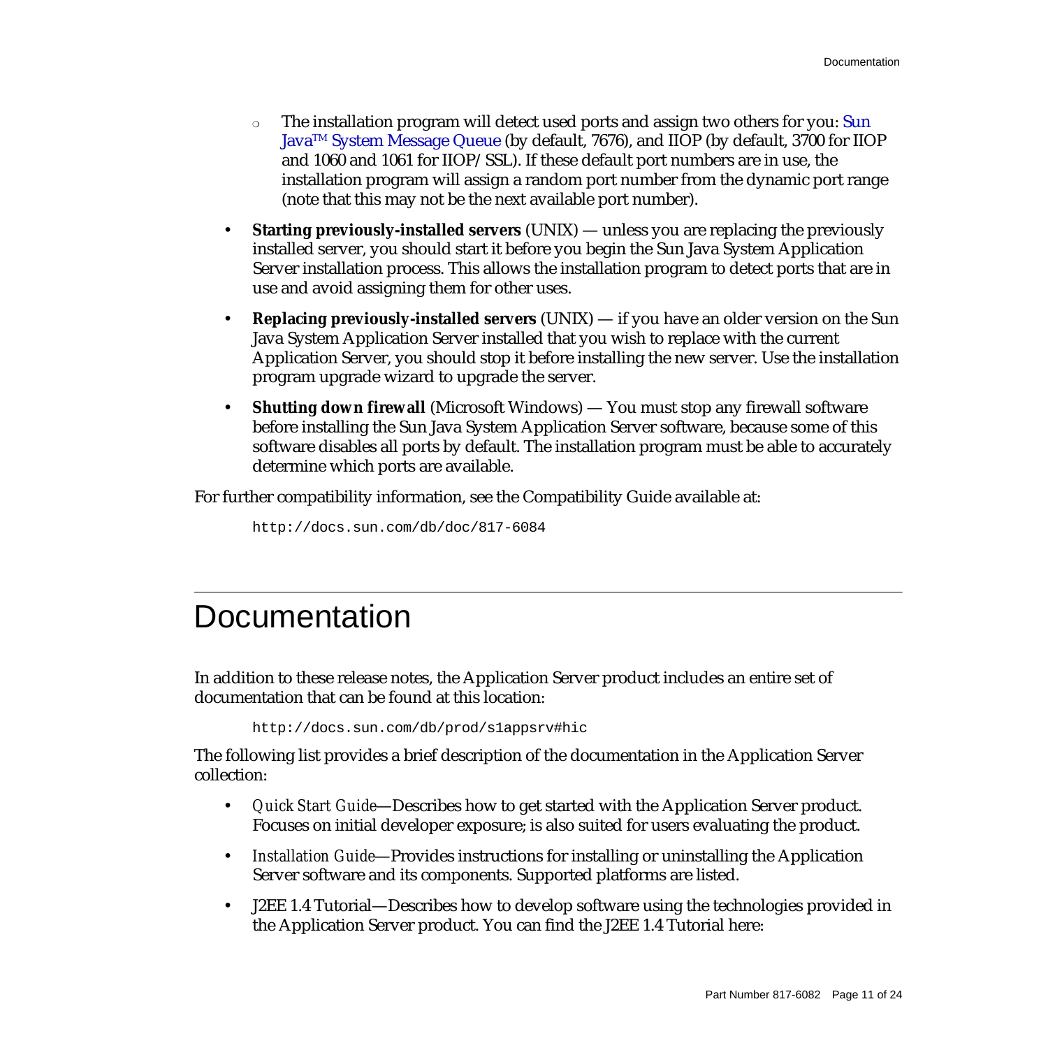- The installation program will detect used ports and assign two others for you: Sun Java™ System Message Queue (by default, 7676), and IIOP (by default, 3700 for IIOP and 1060 and 1061 for IIOP/SSL). If these default port numbers are in use, the installation program will assign a random port number from the dynamic port range (note that this may not be the next available port number).

- **Starting previously-installed servers** (UNIX) — unless you are replacing the previously installed server, you should start it before you begin the Sun Java System Application Server installation process. This allows the installation program to detect ports that are in use and avoid assigning them for other uses.
- **Replacing previously-installed servers** (UNIX) — if you have an older version on the Sun Java System Application Server installed that you wish to replace with the current Application Server, you should stop it before installing the new server. Use the installation program upgrade wizard to upgrade the server.
- **Shutting down firewall** (Microsoft Windows) — You must stop any firewall software before installing the Sun Java System Application Server software, because some of this software disables all ports by default. The installation program must be able to accurately determine which ports are available.

For further compatibility information, see the Compatibility Guide available at:

```
http://docs.sun.com/db/doc/817-6084
```

# Documentation

In addition to these release notes, the Application Server product includes an entire set of documentation that can be found at this location:

```
http://docs.sun.com/db/prod/s1appsrv#hic
```

The following list provides a brief description of the documentation in the Application Server collection:

- *Quick Start Guide*—Describes how to get started with the Application Server product. Focuses on initial developer exposure; is also suited for users evaluating the product.
- *Installation Guide*—Provides instructions for installing or uninstalling the Application Server software and its components. Supported platforms are listed.
- J2EE 1.4 Tutorial—Describes how to develop software using the technologies provided in the Application Server product. You can find the J2EE 1.4 Tutorial here: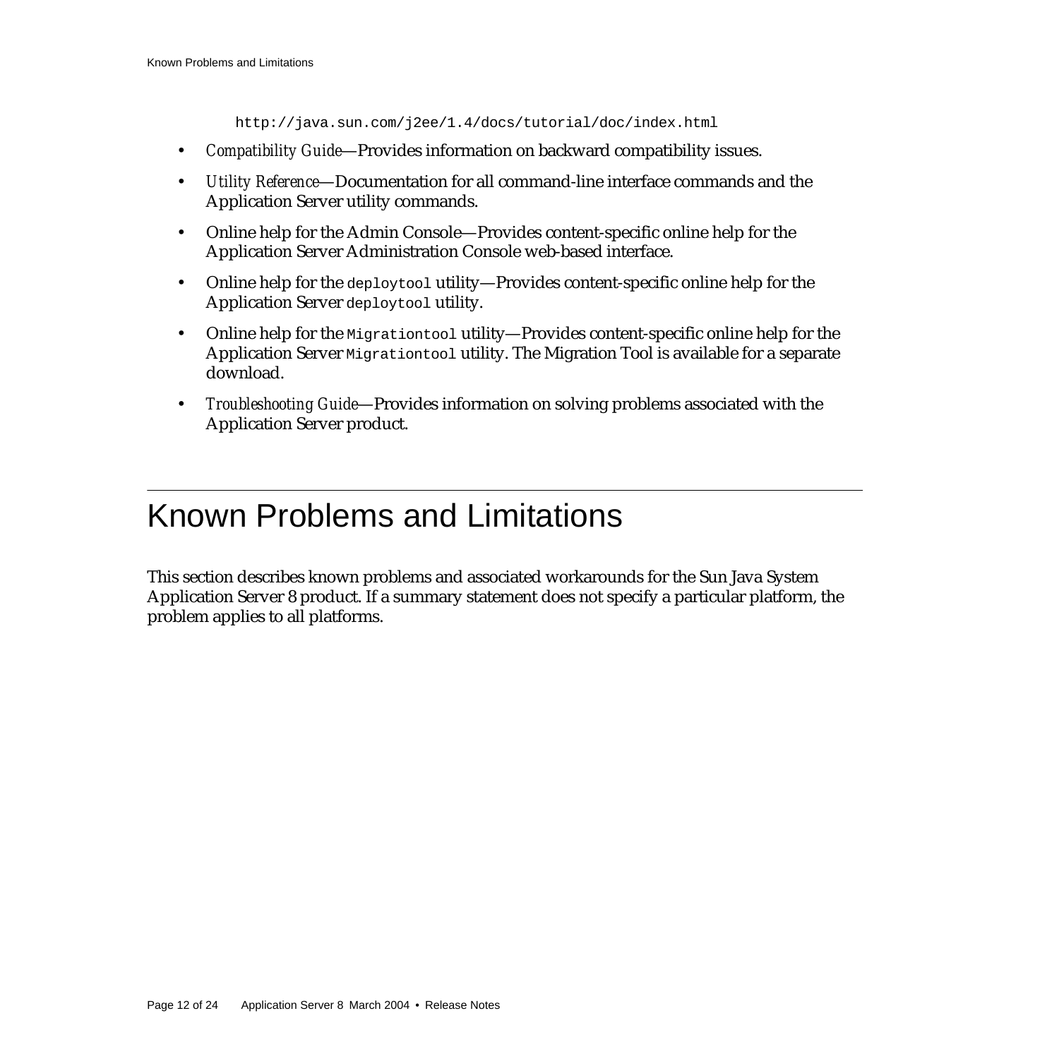```
http://java.sun.com/j2ee/1.4/docs/tutorial/doc/index.html
```

- *Compatibility Guide*—Provides information on backward compatibility issues.
- *Utility Reference*—Documentation for all command-line interface commands and the Application Server utility commands.
- Online help for the Admin Console—Provides content-specific online help for the Application Server Administration Console web-based interface.
- Online help for the `deploytool` utility—Provides content-specific online help for the Application Server `deploytool` utility.
- Online help for the `Migrationtool` utility—Provides content-specific online help for the Application Server `Migrationtool` utility. The Migration Tool is available for a separate download.
- *Troubleshooting Guide*—Provides information on solving problems associated with the Application Server product.

# Known Problems and Limitations

This section describes known problems and associated workarounds for the Sun Java System Application Server 8 product. If a summary statement does not specify a particular platform, the problem applies to all platforms.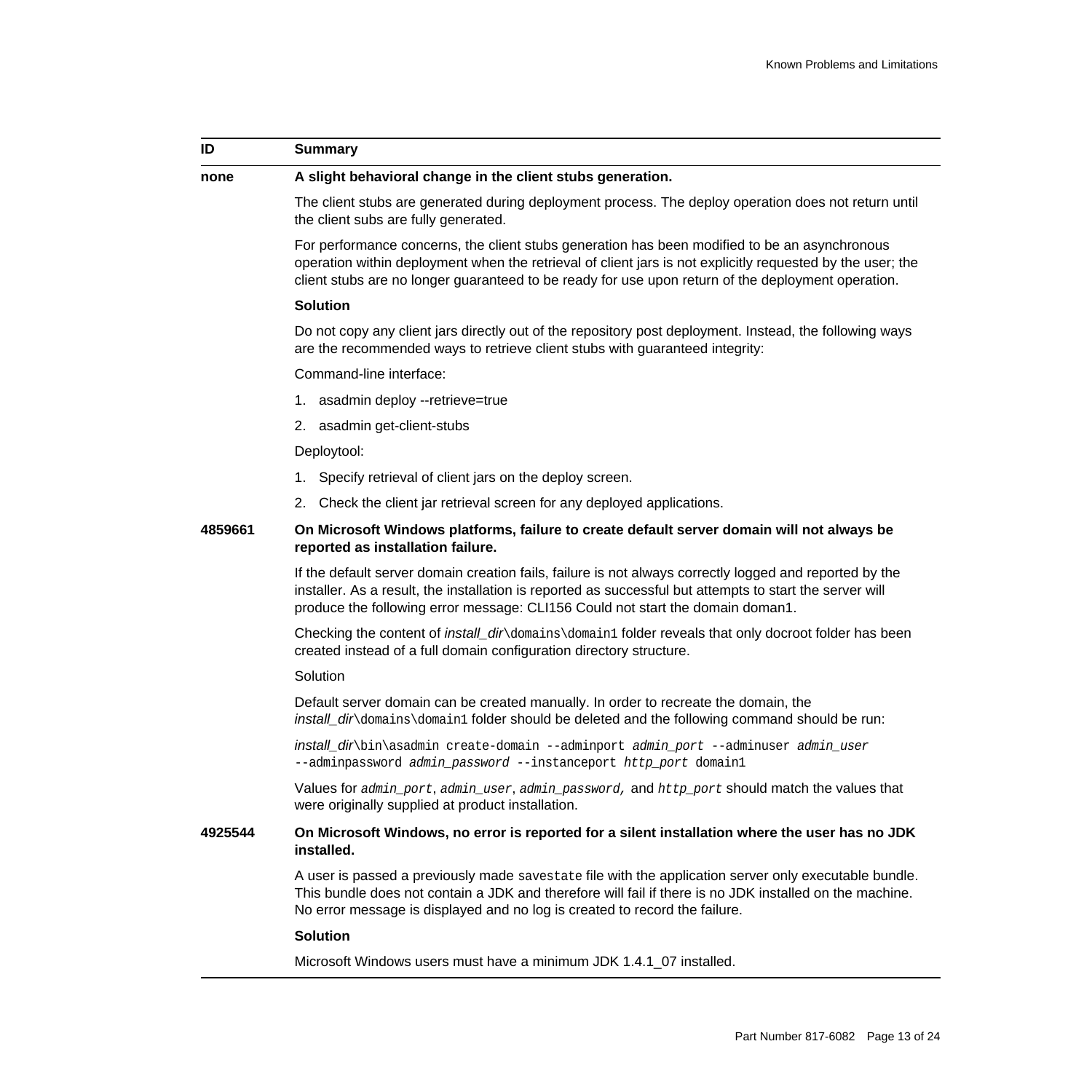| ID | Summary |
|---|---|
| **none** | **A slight behavioral change in the client stubs generation.**<br><br>The client stubs are generated during deployment process. The deploy operation does not return until the client subs are fully generated.<br><br>For performance concerns, the client stubs generation has been modified to be an asynchronous operation within deployment when the retrieval of client jars is not explicitly requested by the user; the client stubs are no longer guaranteed to be ready for use upon return of the deployment operation.<br><br>**Solution**<br><br>Do not copy any client jars directly out of the repository post deployment. Instead, the following ways are the recommended ways to retrieve client stubs with guaranteed integrity:<br><br>Command-line interface:<br><br>1. asadmin deploy --retrieve=true<br>2. asadmin get-client-stubs<br><br>Deploytool:<br><br>1. Specify retrieval of client jars on the deploy screen.<br>2. Check the client jar retrieval screen for any deployed applications. |
| **4859661** | **On Microsoft Windows platforms, failure to create default server domain will not always be reported as installation failure.**<br><br>If the default server domain creation fails, failure is not always correctly logged and reported by the installer. As a result, the installation is reported as successful but attempts to start the server will produce the following error message: CLI156 Could not start the domain doman1.<br><br>Checking the content of *install_dir*`\domains\domain1` folder reveals that only docroot folder has been created instead of a full domain configuration directory structure.<br><br>Solution<br><br>Default server domain can be created manually. In order to recreate the domain, the *install_dir*`\domains\domain1` folder should be deleted and the following command should be run:<br><br>*install_dir*`\bin\asadmin create-domain --adminport` *`admin_port`* `--adminuser` *`admin_user`* `--adminpassword` *`admin_password`* `--instanceport` *`http_port`* `domain1`<br><br>Values for *`admin_port`*, *`admin_user`*, *`admin_password,`* and *`http_port`* should match the values that were originally supplied at product installation. |
| **4925544** | **On Microsoft Windows, no error is reported for a silent installation where the user has no JDK installed.**<br><br>A user is passed a previously made `savestate` file with the application server only executable bundle. This bundle does not contain a JDK and therefore will fail if there is no JDK installed on the machine. No error message is displayed and no log is created to record the failure.<br><br>**Solution**<br><br>Microsoft Windows users must have a minimum JDK 1.4.1_07 installed. |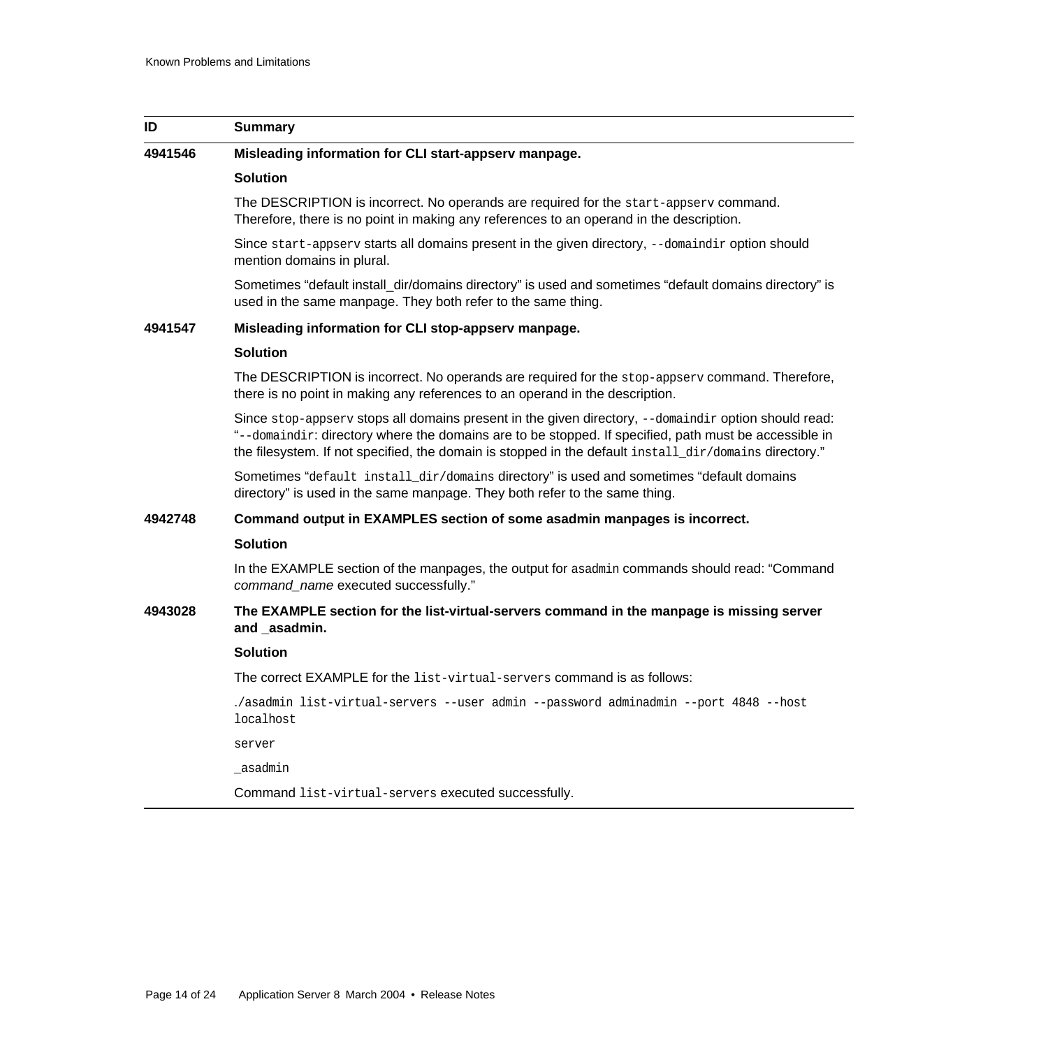| ID | Summary |
|---|---|
| **4941546** | **Misleading information for CLI start-appserv manpage.**<br><br>**Solution**<br><br>The DESCRIPTION is incorrect. No operands are required for the `start-appserv` command. Therefore, there is no point in making any references to an operand in the description.<br><br>Since `start-appserv` starts all domains present in the given directory, `--domaindir` option should mention domains in plural.<br><br>Sometimes "default install_dir/domains directory" is used and sometimes "default domains directory" is used in the same manpage. They both refer to the same thing. |
| **4941547** | **Misleading information for CLI stop-appserv manpage.**<br><br>**Solution**<br><br>The DESCRIPTION is incorrect. No operands are required for the `stop-appserv` command. Therefore, there is no point in making any references to an operand in the description.<br><br>Since `stop-appserv` stops all domains present in the given directory, `--domaindir` option should read: "`--domaindir`: directory where the domains are to be stopped. If specified, path must be accessible in the filesystem. If not specified, the domain is stopped in the default `install_dir/domains` directory."<br><br>Sometimes "`default install_dir/domains` directory" is used and sometimes "default domains directory" is used in the same manpage. They both refer to the same thing. |
| **4942748** | **Command output in EXAMPLES section of some asadmin manpages is incorrect.**<br><br>**Solution**<br><br>In the EXAMPLE section of the manpages, the output for `asadmin` commands should read: "Command *command_name* executed successfully." |
| **4943028** | **The EXAMPLE section for the list-virtual-servers command in the manpage is missing server and _asadmin.**<br><br>**Solution**<br><br>The correct EXAMPLE for the `list-virtual-servers` command is as follows:<br><br>`./asadmin list-virtual-servers --user admin --password adminadmin --port 4848 --host localhost`<br><br>`server`<br><br>`_asadmin`<br><br>Command `list-virtual-servers` executed successfully. |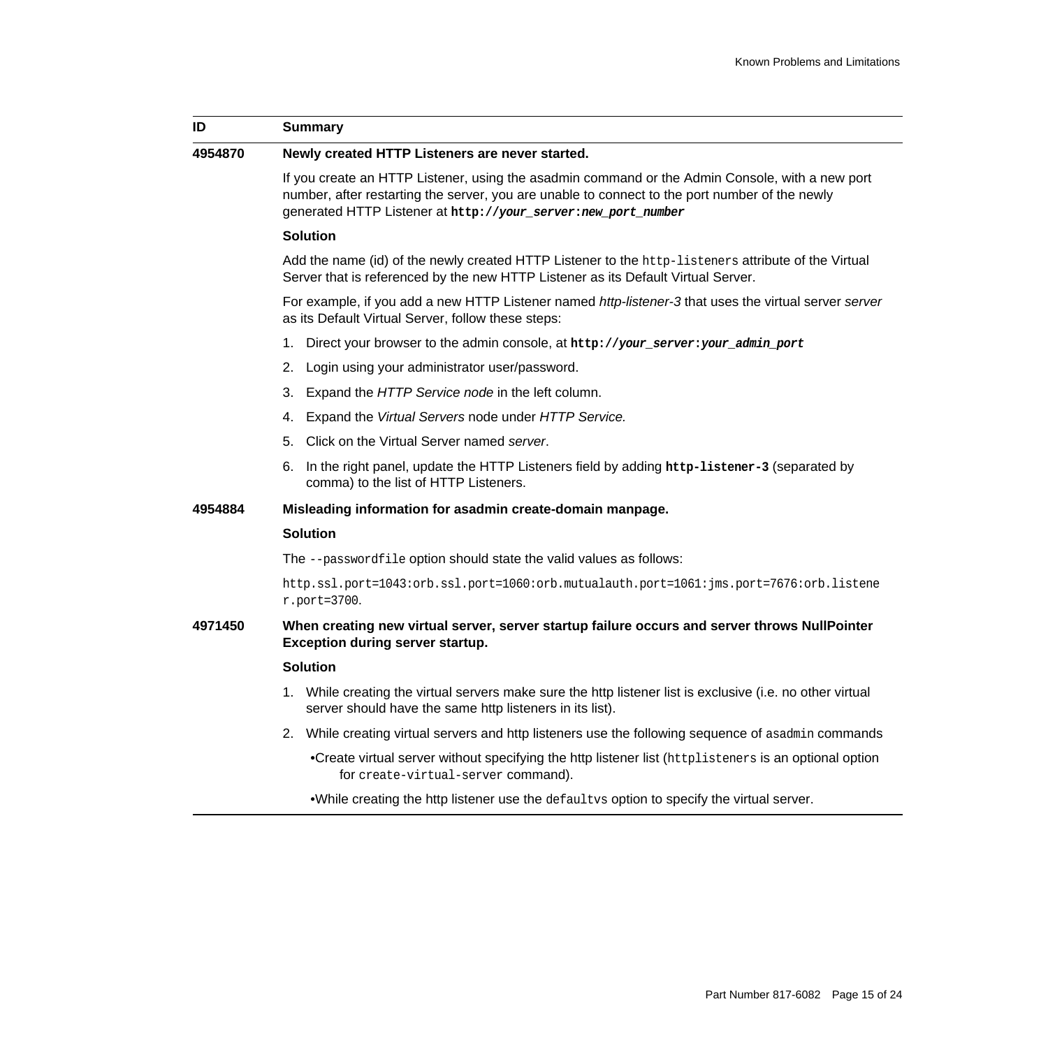| ID | Summary |
|---|---|
| **4954870** | **Newly created HTTP Listeners are never started.**<br><br>If you create an HTTP Listener, using the asadmin command or the Admin Console, with a new port number, after restarting the server, you are unable to connect to the port number of the newly generated HTTP Listener at **`http://your_server:new_port_number`**<br><br>**Solution**<br><br>Add the name (id) of the newly created HTTP Listener to the `http-listeners` attribute of the Virtual Server that is referenced by the new HTTP Listener as its Default Virtual Server.<br><br>For example, if you add a new HTTP Listener named *http-listener-3* that uses the virtual server *server* as its Default Virtual Server, follow these steps:<br><br>1. Direct your browser to the admin console, at **`http://your_server:your_admin_port`**<br>2. Login using your administrator user/password.<br>3. Expand the *HTTP Service node* in the left column.<br>4. Expand the *Virtual Servers* node under *HTTP Service.*<br>5. Click on the Virtual Server named *server*.<br>6. In the right panel, update the HTTP Listeners field by adding **`http-listener-3`** (separated by comma) to the list of HTTP Listeners. |
| **4954884** | **Misleading information for asadmin create-domain manpage.**<br><br>**Solution**<br><br>The `--passwordfile` option should state the valid values as follows:<br><br>`http.ssl.port=1043:orb.ssl.port=1060:orb.mutualauth.port=1061:jms.port=7676:orb.listener.port=3700`. |
| **4971450** | **When creating new virtual server, server startup failure occurs and server throws NullPointer Exception during server startup.**<br><br>**Solution**<br><br>1. While creating the virtual servers make sure the http listener list is exclusive (i.e. no other virtual server should have the same http listeners in its list).<br>2. While creating virtual servers and http listeners use the following sequence of `asadmin` commands<br><br>•Create virtual server without specifying the http listener list (`httplisteners` is an optional option for `create-virtual-server` command).<br><br>•While creating the http listener use the `defaultvs` option to specify the virtual server. |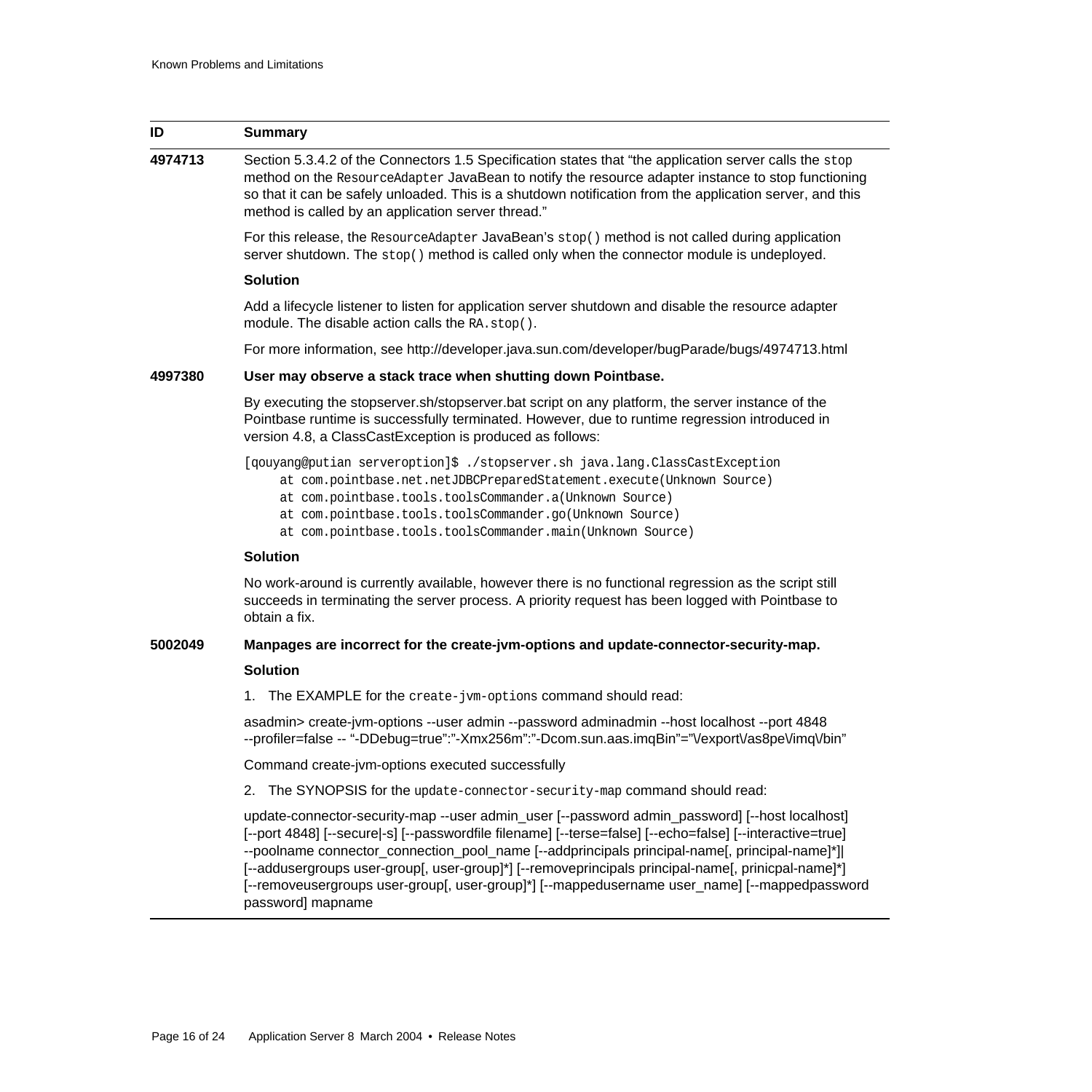| ID | Summary |
| --- | --- |
| **4974713** | Section 5.3.4.2 of the Connectors 1.5 Specification states that "the application server calls the `stop` method on the `ResourceAdapter` JavaBean to notify the resource adapter instance to stop functioning so that it can be safely unloaded. This is a shutdown notification from the application server, and this method is called by an application server thread."<br><br>For this release, the `ResourceAdapter` JavaBean's `stop()` method is not called during application server shutdown. The `stop()` method is called only when the connector module is undeployed.<br><br>**Solution**<br><br>Add a lifecycle listener to listen for application server shutdown and disable the resource adapter module. The disable action calls the `RA.stop()`.<br><br>For more information, see http://developer.java.sun.com/developer/bugParade/bugs/4974713.html |
| **4997380** | **User may observe a stack trace when shutting down Pointbase.**<br><br>By executing the stopserver.sh/stopserver.bat script on any platform, the server instance of the Pointbase runtime is successfully terminated. However, due to runtime regression introduced in version 4.8, a ClassCastException is produced as follows:<br><br>`[qouyang@putian serveroption]$ ./stopserver.sh java.lang.ClassCastException`<br>`at com.pointbase.net.netJDBCPreparedStatement.execute(Unknown Source)`<br>`at com.pointbase.tools.toolsCommander.a(Unknown Source)`<br>`at com.pointbase.tools.toolsCommander.go(Unknown Source)`<br>`at com.pointbase.tools.toolsCommander.main(Unknown Source)`<br><br>**Solution**<br><br>No work-around is currently available, however there is no functional regression as the script still succeeds in terminating the server process. A priority request has been logged with Pointbase to obtain a fix. |
| **5002049** | **Manpages are incorrect for the create-jvm-options and update-connector-security-map.**<br><br>**Solution**<br><br>1. The EXAMPLE for the `create-jvm-options` command should read:<br><br>asadmin> create-jvm-options --user admin --password adminadmin --host localhost --port 4848 --profiler=false -- "-DDebug=true":"-Xmx256m":"-Dcom.sun.aas.imqBin"="\/export\/as8pe\/imq\/bin"<br><br>Command create-jvm-options executed successfully<br><br>2. The SYNOPSIS for the `update-connector-security-map` command should read:<br><br>update-connector-security-map --user admin_user [--password admin_password] [--host localhost] [--port 4848] [--secure\|-s] [--passwordfile filename] [--terse=false] [--echo=false] [--interactive=true] --poolname connector_connection_pool_name [--addprincipals principal-name[, principal-name]*]\| [--addusergroups user-group[, user-group]*] [--removeprincipals principal-name[, prinicpal-name]*] [--removeusergroups user-group[, user-group]*] [--mappedusername user_name] [--mappedpassword password] mapname |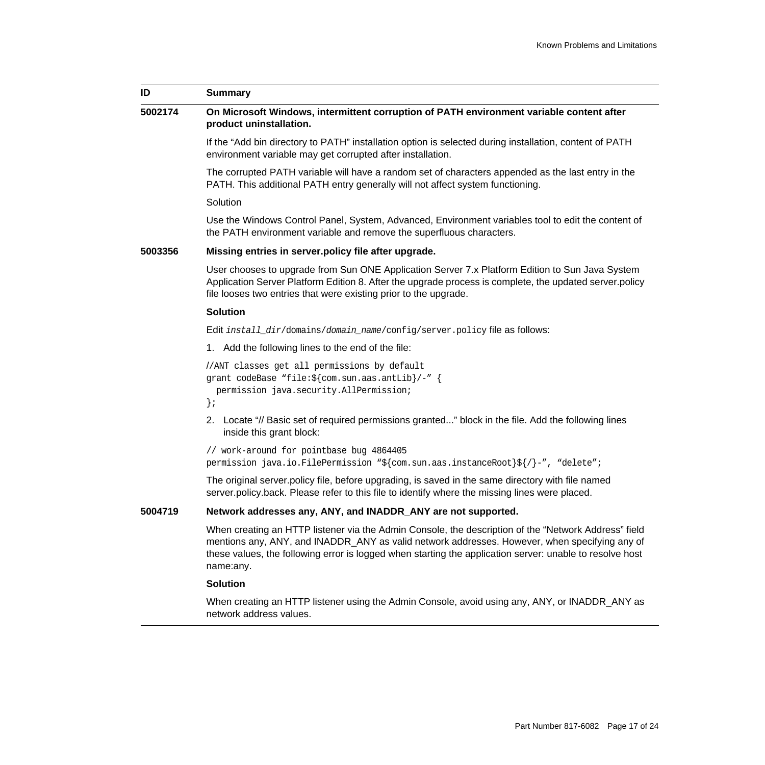| ID | Summary |
| --- | --- |
| **5002174** | **On Microsoft Windows, intermittent corruption of PATH environment variable content after product uninstallation.** |

If the “Add bin directory to PATH” installation option is selected during installation, content of PATH environment variable may get corrupted after installation.

The corrupted PATH variable will have a random set of characters appended as the last entry in the PATH. This additional PATH entry generally will not affect system functioning.

Solution

Use the Windows Control Panel, System, Advanced, Environment variables tool to edit the content of the PATH environment variable and remove the superfluous characters.

**5003356** **Missing entries in server.policy file after upgrade.**

User chooses to upgrade from Sun ONE Application Server 7.x Platform Edition to Sun Java System Application Server Platform Edition 8. After the upgrade process is complete, the updated server.policy file looses two entries that were existing prior to the upgrade.

**Solution**

Edit `install_dir/domains/domain_name/config/server.policy` file as follows:

1. Add the following lines to the end of the file:

```
//ANT classes get all permissions by default
grant codeBase “file:${com.sun.aas.antLib}/-” {
  permission java.security.AllPermission;
};
```

2. Locate “// Basic set of required permissions granted...” block in the file. Add the following lines inside this grant block:

```
// work-around for pointbase bug 4864405
permission java.io.FilePermission “${com.sun.aas.instanceRoot}${/}-”, “delete”;
```

The original server.policy file, before upgrading, is saved in the same directory with file named server.policy.back. Please refer to this file to identify where the missing lines were placed.

**5004719** **Network addresses any, ANY, and INADDR_ANY are not supported.**

When creating an HTTP listener via the Admin Console, the description of the “Network Address” field mentions any, ANY, and INADDR_ANY as valid network addresses. However, when specifying any of these values, the following error is logged when starting the application server: unable to resolve host name:any.

**Solution**

When creating an HTTP listener using the Admin Console, avoid using any, ANY, or INADDR_ANY as network address values.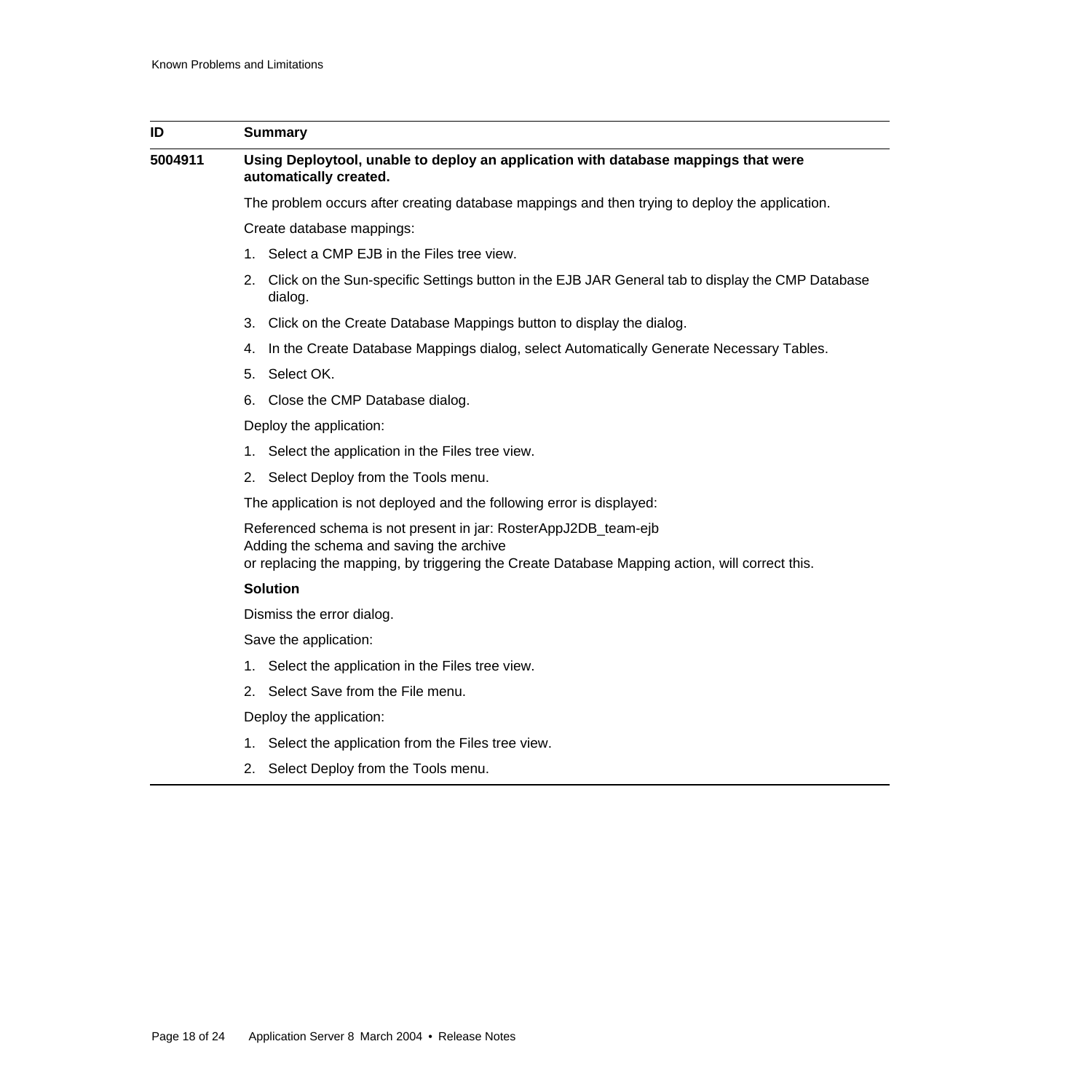| ID | Summary |
|---|---|
| **5004911** | **Using Deploytool, unable to deploy an application with database mappings that were automatically created.** |

The problem occurs after creating database mappings and then trying to deploy the application.

Create database mappings:

1. Select a CMP EJB in the Files tree view.
2. Click on the Sun-specific Settings button in the EJB JAR General tab to display the CMP Database dialog.
3. Click on the Create Database Mappings button to display the dialog.
4. In the Create Database Mappings dialog, select Automatically Generate Necessary Tables.
5. Select OK.
6. Close the CMP Database dialog.

Deploy the application:

1. Select the application in the Files tree view.
2. Select Deploy from the Tools menu.

The application is not deployed and the following error is displayed:

Referenced schema is not present in jar: RosterAppJ2DB_team-ejb
Adding the schema and saving the archive
or replacing the mapping, by triggering the Create Database Mapping action, will correct this.

**Solution**

Dismiss the error dialog.

Save the application:

1. Select the application in the Files tree view.
2. Select Save from the File menu.

Deploy the application:

1. Select the application from the Files tree view.
2. Select Deploy from the Tools menu.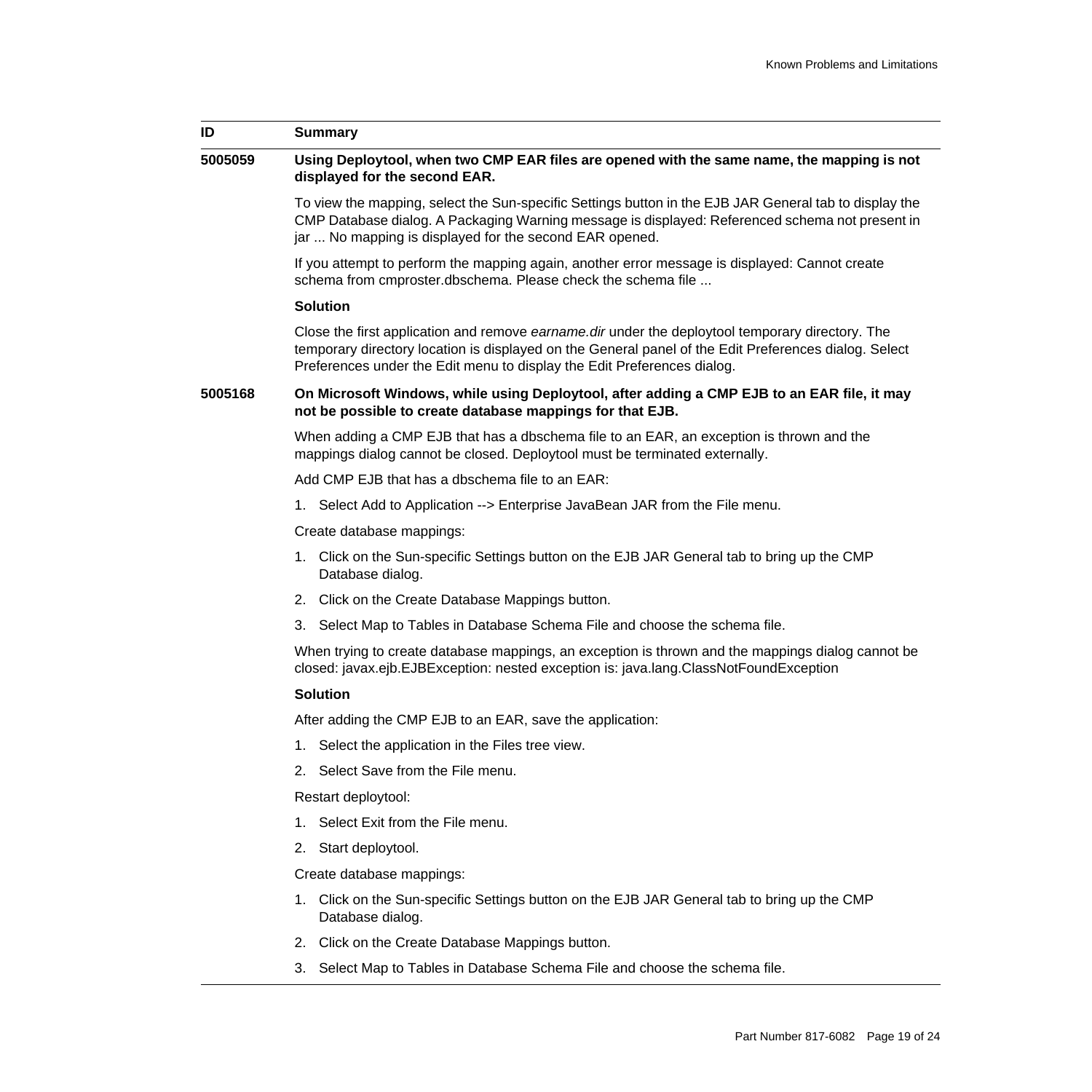| ID | Summary |
|---|---|
| **5005059** | **Using Deploytool, when two CMP EAR files are opened with the same name, the mapping is not displayed for the second EAR.** |

To view the mapping, select the Sun-specific Settings button in the EJB JAR General tab to display the CMP Database dialog. A Packaging Warning message is displayed: Referenced schema not present in jar ... No mapping is displayed for the second EAR opened.

If you attempt to perform the mapping again, another error message is displayed: Cannot create schema from cmproster.dbschema. Please check the schema file ...

**Solution**

Close the first application and remove *earname.dir* under the deploytool temporary directory. The temporary directory location is displayed on the General panel of the Edit Preferences dialog. Select Preferences under the Edit menu to display the Edit Preferences dialog.

| ID | Summary |
|---|---|
| **5005168** | **On Microsoft Windows, while using Deploytool, after adding a CMP EJB to an EAR file, it may not be possible to create database mappings for that EJB.** |

When adding a CMP EJB that has a dbschema file to an EAR, an exception is thrown and the mappings dialog cannot be closed. Deploytool must be terminated externally.

Add CMP EJB that has a dbschema file to an EAR:

1. Select Add to Application --> Enterprise JavaBean JAR from the File menu.

Create database mappings:

1. Click on the Sun-specific Settings button on the EJB JAR General tab to bring up the CMP Database dialog.
2. Click on the Create Database Mappings button.
3. Select Map to Tables in Database Schema File and choose the schema file.

When trying to create database mappings, an exception is thrown and the mappings dialog cannot be closed: javax.ejb.EJBException: nested exception is: java.lang.ClassNotFoundException

**Solution**

After adding the CMP EJB to an EAR, save the application:

1. Select the application in the Files tree view.
2. Select Save from the File menu.

Restart deploytool:

1. Select Exit from the File menu.
2. Start deploytool.

Create database mappings:

1. Click on the Sun-specific Settings button on the EJB JAR General tab to bring up the CMP Database dialog.
2. Click on the Create Database Mappings button.
3. Select Map to Tables in Database Schema File and choose the schema file.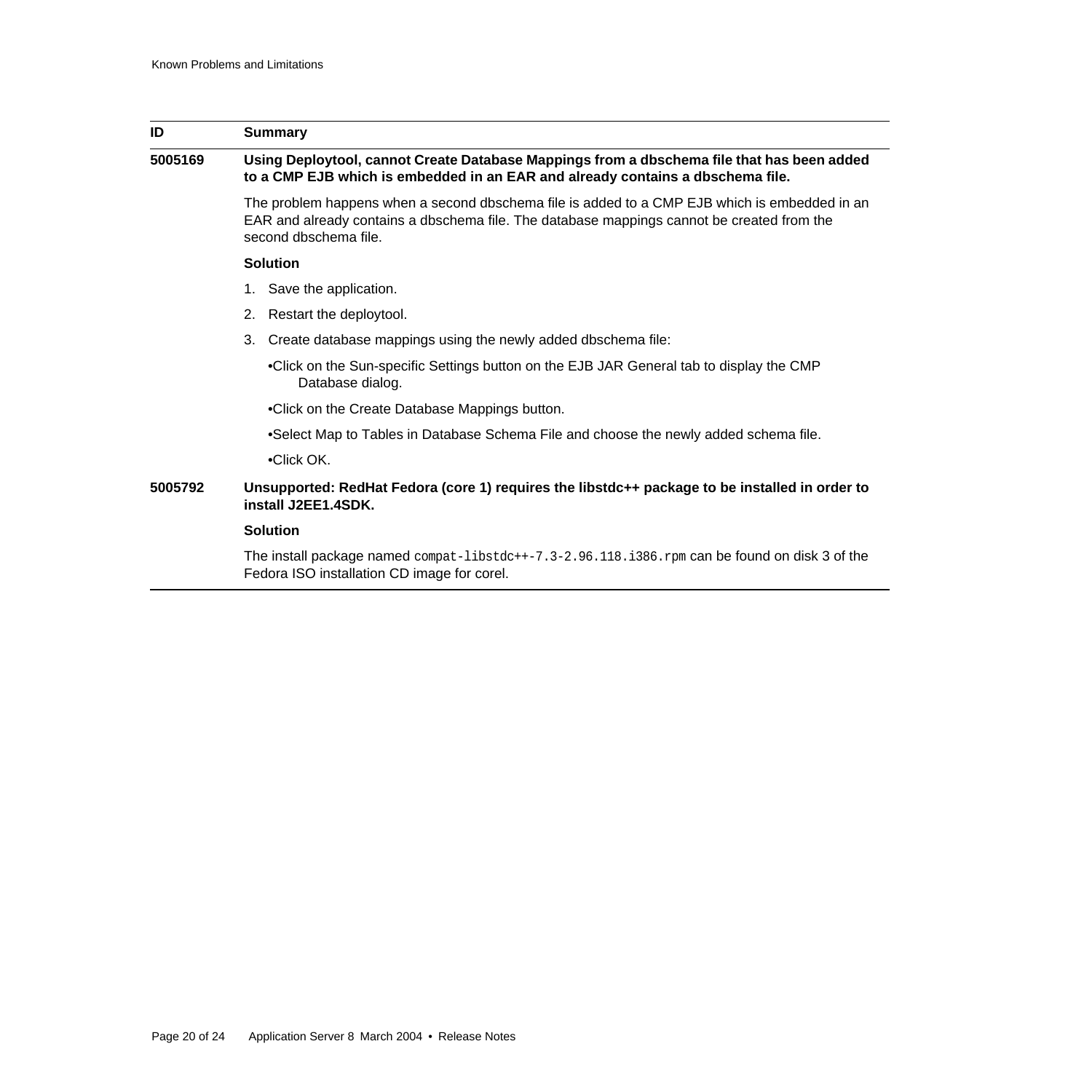| ID | Summary |
|---|---|
| **5005169** | **Using Deploytool, cannot Create Database Mappings from a dbschema file that has been added to a CMP EJB which is embedded in an EAR and already contains a dbschema file.**<br><br>The problem happens when a second dbschema file is added to a CMP EJB which is embedded in an EAR and already contains a dbschema file. The database mappings cannot be created from the second dbschema file.<br><br>**Solution**<br><br>1. Save the application.<br>2. Restart the deploytool.<br>3. Create database mappings using the newly added dbschema file:<br>•Click on the Sun-specific Settings button on the EJB JAR General tab to display the CMP Database dialog.<br>•Click on the Create Database Mappings button.<br>•Select Map to Tables in Database Schema File and choose the newly added schema file.<br>•Click OK. |
| **5005792** | **Unsupported: RedHat Fedora (core 1) requires the libstdc++ package to be installed in order to install J2EE1.4SDK.**<br><br>**Solution**<br><br>The install package named `compat-libstdc++-7.3-2.96.118.i386.rpm` can be found on disk 3 of the Fedora ISO installation CD image for corel. |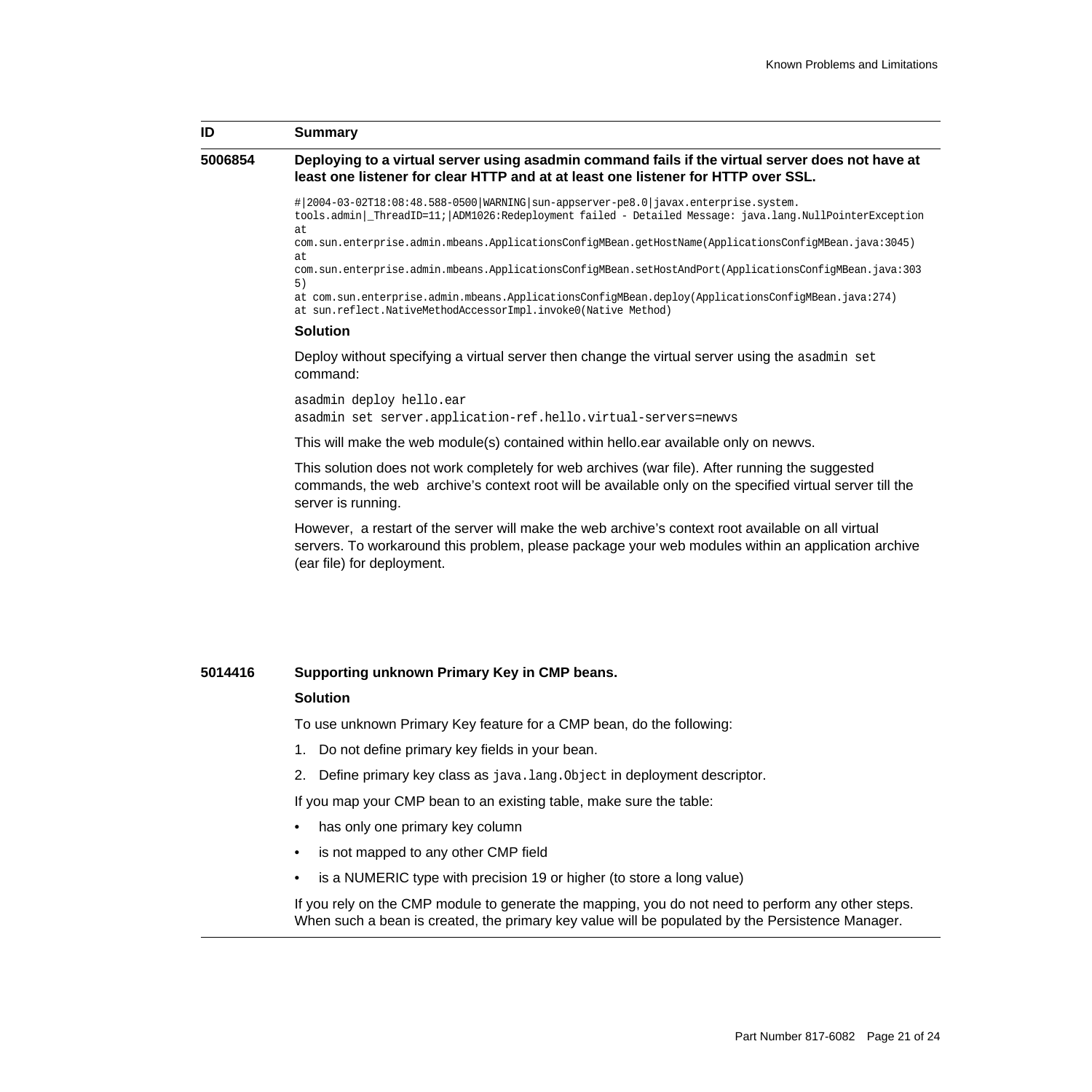| ID | Summary |
|---|---|
| 5006854 | **Deploying to a virtual server using asadmin command fails if the virtual server does not have at least one listener for clear HTTP and at at least one listener for HTTP over SSL.** |

```
#|2004-03-02T18:08:48.588-0500|WARNING|sun-appserver-pe8.0|javax.enterprise.system.
tools.admin|_ThreadID=11;|ADM1026:Redeployment failed - Detailed Message: java.lang.NullPointerException
at
com.sun.enterprise.admin.mbeans.ApplicationsConfigMBean.getHostName(ApplicationsConfigMBean.java:3045)
at
com.sun.enterprise.admin.mbeans.ApplicationsConfigMBean.setHostAndPort(ApplicationsConfigMBean.java:303
5)
at com.sun.enterprise.admin.mbeans.ApplicationsConfigMBean.deploy(ApplicationsConfigMBean.java:274)
at sun.reflect.NativeMethodAccessorImpl.invoke0(Native Method)
```

**Solution**

Deploy without specifying a virtual server then change the virtual server using the `asadmin set` command:

```
asadmin deploy hello.ear
asadmin set server.application-ref.hello.virtual-servers=newvs
```

This will make the web module(s) contained within hello.ear available only on newvs.

This solution does not work completely for web archives (war file). After running the suggested commands, the web archive's context root will be available only on the specified virtual server till the server is running.

However, a restart of the server will make the web archive's context root available on all virtual servers. To workaround this problem, please package your web modules within an application archive (ear file) for deployment.

| ID | Summary |
|---|---|
| 5014416 | **Supporting unknown Primary Key in CMP beans.** |

**Solution**

To use unknown Primary Key feature for a CMP bean, do the following:

1. Do not define primary key fields in your bean.
2. Define primary key class as `java.lang.Object` in deployment descriptor.

If you map your CMP bean to an existing table, make sure the table:

- has only one primary key column
- is not mapped to any other CMP field
- is a NUMERIC type with precision 19 or higher (to store a long value)

If you rely on the CMP module to generate the mapping, you do not need to perform any other steps. When such a bean is created, the primary key value will be populated by the Persistence Manager.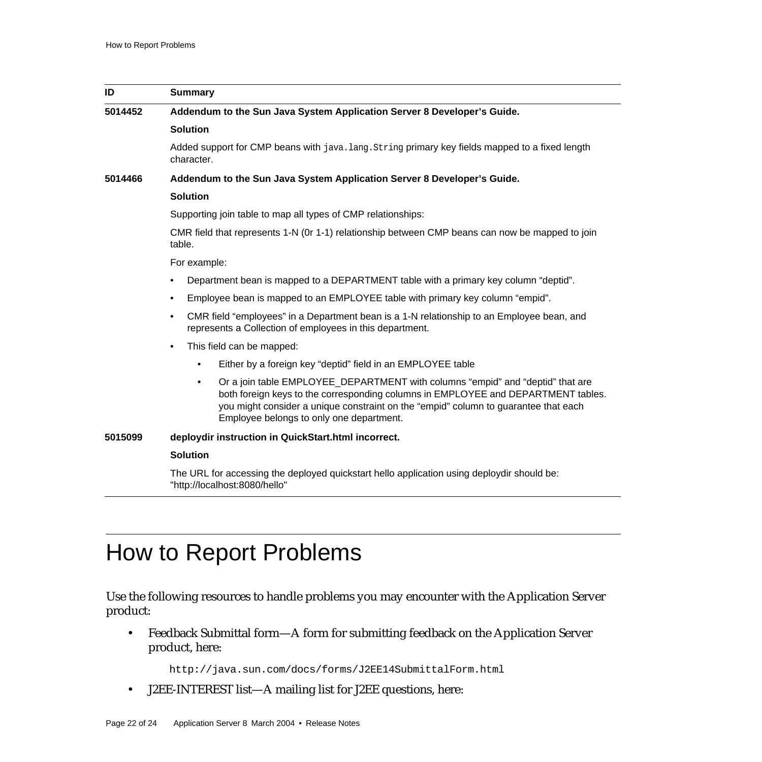| ID | Summary |
|---|---|
| **5014452** | **Addendum to the Sun Java System Application Server 8 Developer's Guide.**<br><br>**Solution**<br><br>Added support for CMP beans with `java.lang.String` primary key fields mapped to a fixed length character. |
| **5014466** | **Addendum to the Sun Java System Application Server 8 Developer's Guide.**<br><br>**Solution**<br><br>Supporting join table to map all types of CMP relationships:<br><br>CMR field that represents 1-N (0r 1-1) relationship between CMP beans can now be mapped to join table.<br><br>For example:<br><br>• Department bean is mapped to a DEPARTMENT table with a primary key column "deptid".<br>• Employee bean is mapped to an EMPLOYEE table with primary key column "empid".<br>• CMR field "employees" in a Department bean is a 1-N relationship to an Employee bean, and represents a Collection of employees in this department.<br>• This field can be mapped:<br>&nbsp;&nbsp;&nbsp;&nbsp;• Either by a foreign key "deptid" field in an EMPLOYEE table<br>&nbsp;&nbsp;&nbsp;&nbsp;• Or a join table EMPLOYEE_DEPARTMENT with columns "empid" and "deptid" that are both foreign keys to the corresponding columns in EMPLOYEE and DEPARTMENT tables. you might consider a unique constraint on the "empid" column to guarantee that each Employee belongs to only one department. |
| **5015099** | **deploydir instruction in QuickStart.html incorrect.**<br><br>**Solution**<br><br>The URL for accessing the deployed quickstart hello application using deploydir should be: "http://localhost:8080/hello" |

# How to Report Problems

Use the following resources to handle problems you may encounter with the Application Server product:

- Feedback Submittal form—A form for submitting feedback on the Application Server product, here:

  `http://java.sun.com/docs/forms/J2EE14SubmittalForm.html`

- J2EE-INTEREST list—A mailing list for J2EE questions, here: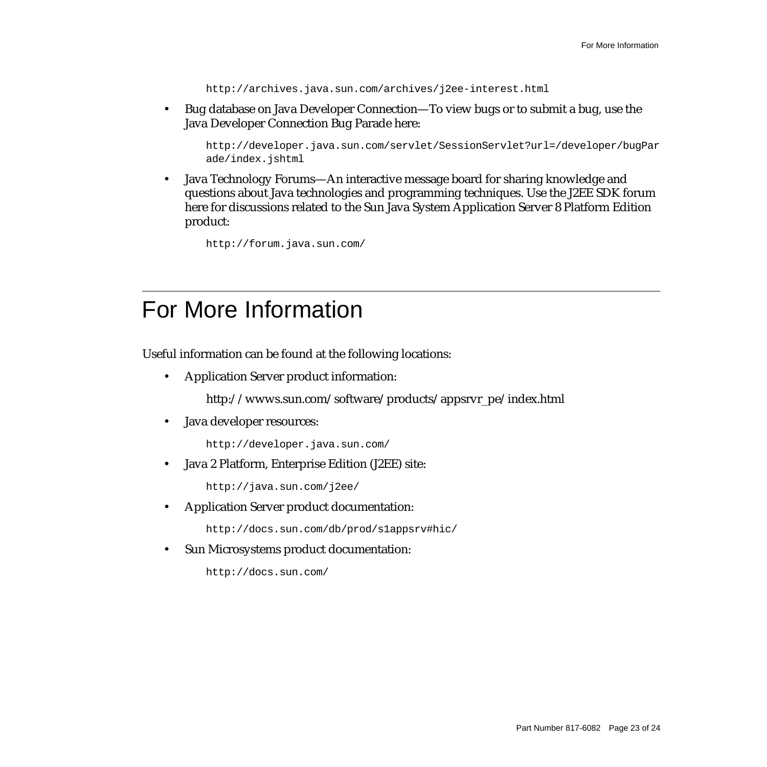http://archives.java.sun.com/archives/j2ee-interest.html

- Bug database on Java Developer Connection—To view bugs or to submit a bug, use the Java Developer Connection Bug Parade here:

  http://developer.java.sun.com/servlet/SessionServlet?url=/developer/bugParade/index.jshtml

- Java Technology Forums—An interactive message board for sharing knowledge and questions about Java technologies and programming techniques. Use the J2EE SDK forum here for discussions related to the Sun Java System Application Server 8 Platform Edition product:

  http://forum.java.sun.com/

# For More Information

Useful information can be found at the following locations:

- Application Server product information:

  http://wwws.sun.com/software/products/appsrvr_pe/index.html

- Java developer resources:

  http://developer.java.sun.com/

- Java 2 Platform, Enterprise Edition (J2EE) site:

  http://java.sun.com/j2ee/

- Application Server product documentation:

  http://docs.sun.com/db/prod/s1appsrv#hic/

- Sun Microsystems product documentation:

  http://docs.sun.com/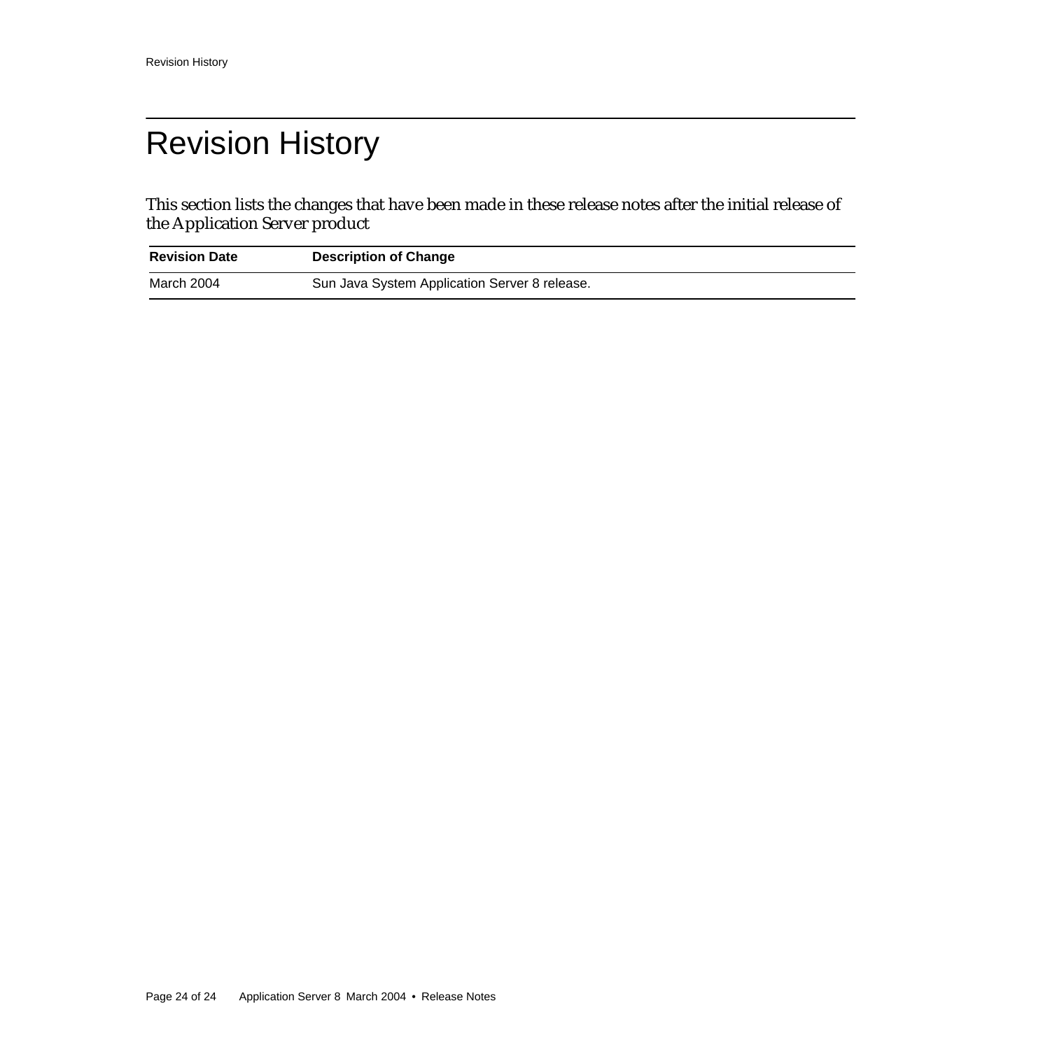# Revision History

This section lists the changes that have been made in these release notes after the initial release of the Application Server product

| Revision Date | Description of Change |
| --- | --- |
| March 2004 | Sun Java System Application Server 8 release. |